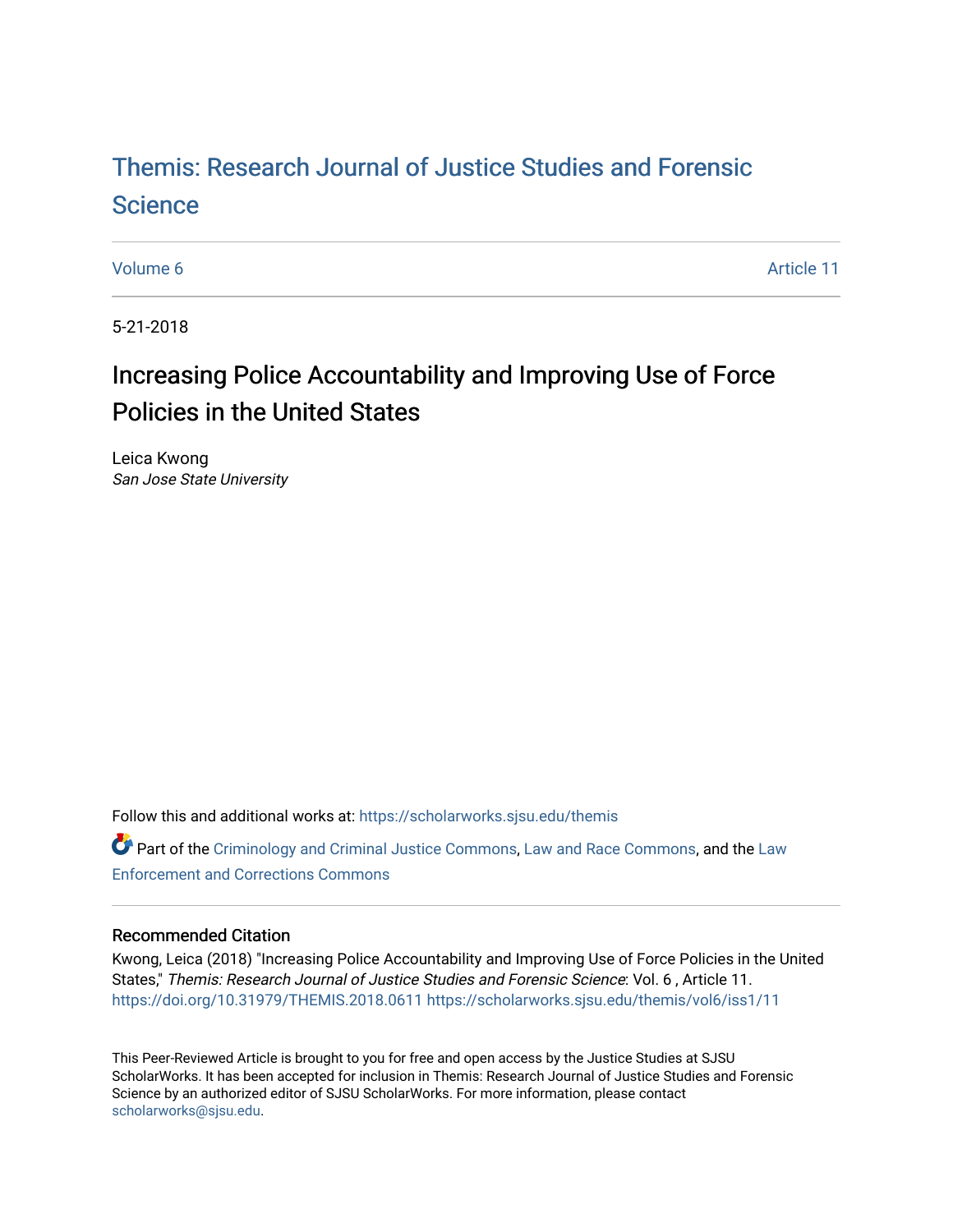# Themis: Research Journal of Justice Studies and Forensic Science

Volume 6 Article 11

5-21-2018

## Increasing Police Accountability and Improving Use of Force Policies in the United States

Leica Kwong
*San Jose State University*

Follow this and additional works at: https://scholarworks.sjsu.edu/themis

Part of the Criminology and Criminal Justice Commons, Law and Race Commons, and the Law Enforcement and Corrections Commons

### Recommended Citation

Kwong, Leica (2018) "Increasing Police Accountability and Improving Use of Force Policies in the United States," *Themis: Research Journal of Justice Studies and Forensic Science*: Vol. 6 , Article 11. https://doi.org/10.31979/THEMIS.2018.0611 https://scholarworks.sjsu.edu/themis/vol6/iss1/11

This Peer-Reviewed Article is brought to you for free and open access by the Justice Studies at SJSU ScholarWorks. It has been accepted for inclusion in Themis: Research Journal of Justice Studies and Forensic Science by an authorized editor of SJSU ScholarWorks. For more information, please contact scholarworks@sjsu.edu.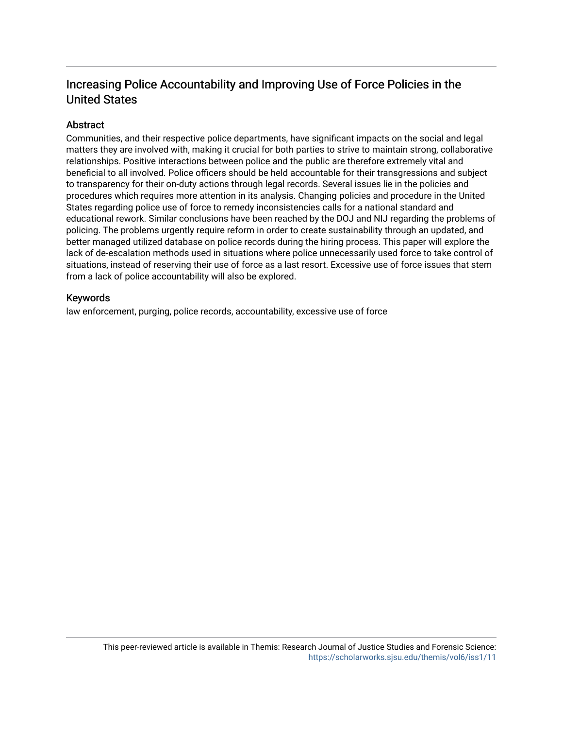# Increasing Police Accountability and Improving Use of Force Policies in the United States

## Abstract

Communities, and their respective police departments, have significant impacts on the social and legal matters they are involved with, making it crucial for both parties to strive to maintain strong, collaborative relationships. Positive interactions between police and the public are therefore extremely vital and beneficial to all involved. Police officers should be held accountable for their transgressions and subject to transparency for their on-duty actions through legal records. Several issues lie in the policies and procedures which requires more attention in its analysis. Changing policies and procedure in the United States regarding police use of force to remedy inconsistencies calls for a national standard and educational rework. Similar conclusions have been reached by the DOJ and NIJ regarding the problems of policing. The problems urgently require reform in order to create sustainability through an updated, and better managed utilized database on police records during the hiring process. This paper will explore the lack of de-escalation methods used in situations where police unnecessarily used force to take control of situations, instead of reserving their use of force as a last resort. Excessive use of force issues that stem from a lack of police accountability will also be explored.

## Keywords

law enforcement, purging, police records, accountability, excessive use of force

This peer-reviewed article is available in Themis: Research Journal of Justice Studies and Forensic Science: https://scholarworks.sjsu.edu/themis/vol6/iss1/11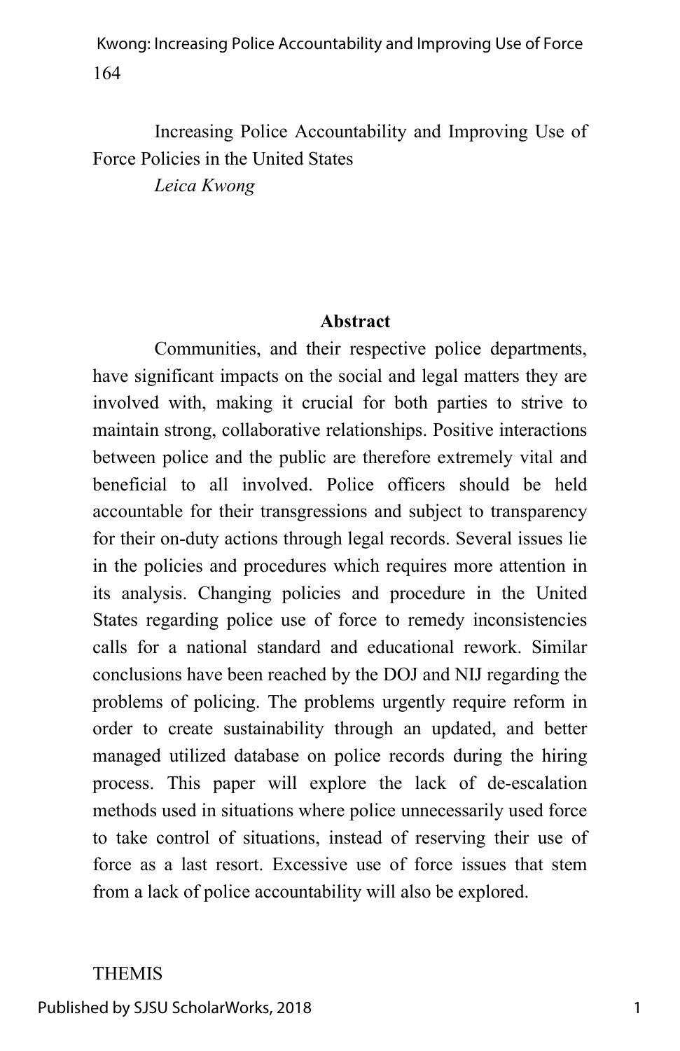Increasing Police Accountability and Improving Use of Force Policies in the United States

*Leica Kwong*

**Abstract**

Communities, and their respective police departments, have significant impacts on the social and legal matters they are involved with, making it crucial for both parties to strive to maintain strong, collaborative relationships. Positive interactions between police and the public are therefore extremely vital and beneficial to all involved. Police officers should be held accountable for their transgressions and subject to transparency for their on-duty actions through legal records. Several issues lie in the policies and procedures which requires more attention in its analysis. Changing policies and procedure in the United States regarding police use of force to remedy inconsistencies calls for a national standard and educational rework. Similar conclusions have been reached by the DOJ and NIJ regarding the problems of policing. The problems urgently require reform in order to create sustainability through an updated, and better managed utilized database on police records during the hiring process. This paper will explore the lack of de-escalation methods used in situations where police unnecessarily used force to take control of situations, instead of reserving their use of force as a last resort. Excessive use of force issues that stem from a lack of police accountability will also be explored.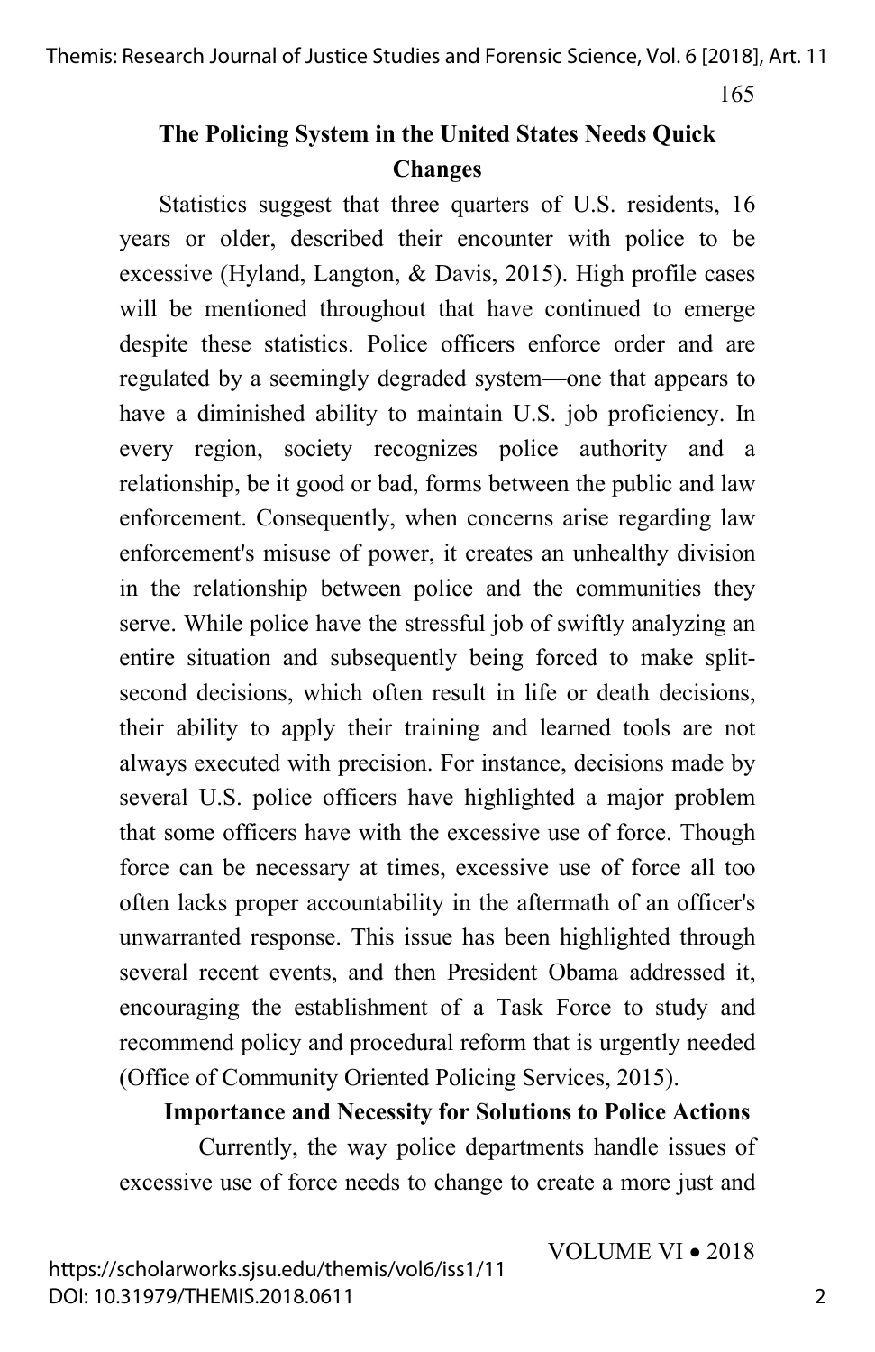## The Policing System in the United States Needs Quick Changes

Statistics suggest that three quarters of U.S. residents, 16 years or older, described their encounter with police to be excessive (Hyland, Langton, & Davis, 2015). High profile cases will be mentioned throughout that have continued to emerge despite these statistics. Police officers enforce order and are regulated by a seemingly degraded system—one that appears to have a diminished ability to maintain U.S. job proficiency. In every region, society recognizes police authority and a relationship, be it good or bad, forms between the public and law enforcement. Consequently, when concerns arise regarding law enforcement's misuse of power, it creates an unhealthy division in the relationship between police and the communities they serve. While police have the stressful job of swiftly analyzing an entire situation and subsequently being forced to make split-second decisions, which often result in life or death decisions, their ability to apply their training and learned tools are not always executed with precision. For instance, decisions made by several U.S. police officers have highlighted a major problem that some officers have with the excessive use of force. Though force can be necessary at times, excessive use of force all too often lacks proper accountability in the aftermath of an officer's unwarranted response. This issue has been highlighted through several recent events, and then President Obama addressed it, encouraging the establishment of a Task Force to study and recommend policy and procedural reform that is urgently needed (Office of Community Oriented Policing Services, 2015).

### Importance and Necessity for Solutions to Police Actions

Currently, the way police departments handle issues of excessive use of force needs to change to create a more just and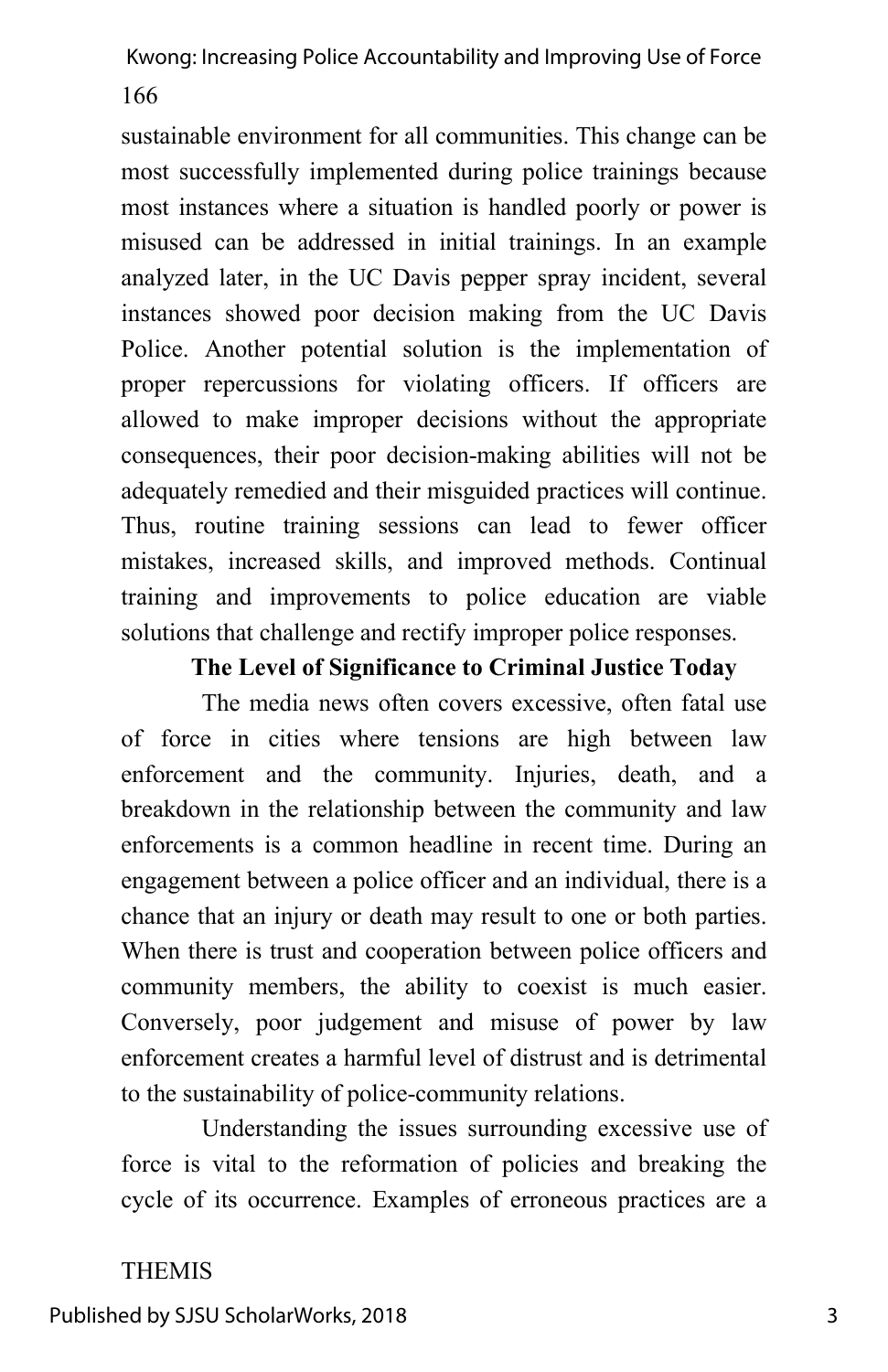sustainable environment for all communities. This change can be most successfully implemented during police trainings because most instances where a situation is handled poorly or power is misused can be addressed in initial trainings. In an example analyzed later, in the UC Davis pepper spray incident, several instances showed poor decision making from the UC Davis Police. Another potential solution is the implementation of proper repercussions for violating officers. If officers are allowed to make improper decisions without the appropriate consequences, their poor decision-making abilities will not be adequately remedied and their misguided practices will continue. Thus, routine training sessions can lead to fewer officer mistakes, increased skills, and improved methods. Continual training and improvements to police education are viable solutions that challenge and rectify improper police responses.

## The Level of Significance to Criminal Justice Today

The media news often covers excessive, often fatal use of force in cities where tensions are high between law enforcement and the community. Injuries, death, and a breakdown in the relationship between the community and law enforcements is a common headline in recent time. During an engagement between a police officer and an individual, there is a chance that an injury or death may result to one or both parties. When there is trust and cooperation between police officers and community members, the ability to coexist is much easier. Conversely, poor judgement and misuse of power by law enforcement creates a harmful level of distrust and is detrimental to the sustainability of police-community relations.

Understanding the issues surrounding excessive use of force is vital to the reformation of policies and breaking the cycle of its occurrence. Examples of erroneous practices are a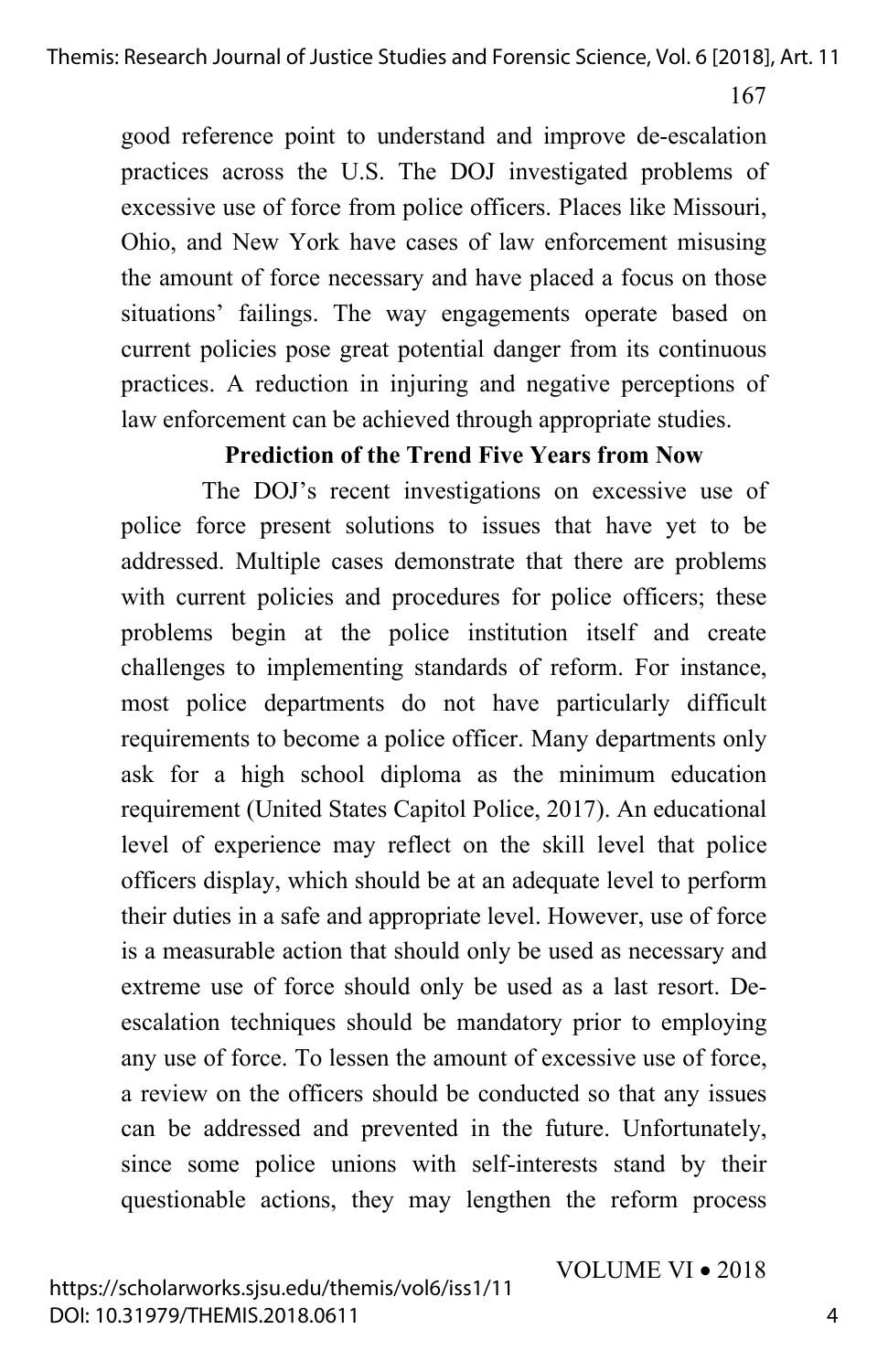good reference point to understand and improve de-escalation practices across the U.S. The DOJ investigated problems of excessive use of force from police officers. Places like Missouri, Ohio, and New York have cases of law enforcement misusing the amount of force necessary and have placed a focus on those situations' failings. The way engagements operate based on current policies pose great potential danger from its continuous practices. A reduction in injuring and negative perceptions of law enforcement can be achieved through appropriate studies.

## Prediction of the Trend Five Years from Now

The DOJ's recent investigations on excessive use of police force present solutions to issues that have yet to be addressed. Multiple cases demonstrate that there are problems with current policies and procedures for police officers; these problems begin at the police institution itself and create challenges to implementing standards of reform. For instance, most police departments do not have particularly difficult requirements to become a police officer. Many departments only ask for a high school diploma as the minimum education requirement (United States Capitol Police, 2017). An educational level of experience may reflect on the skill level that police officers display, which should be at an adequate level to perform their duties in a safe and appropriate level. However, use of force is a measurable action that should only be used as necessary and extreme use of force should only be used as a last resort. De-escalation techniques should be mandatory prior to employing any use of force. To lessen the amount of excessive use of force, a review on the officers should be conducted so that any issues can be addressed and prevented in the future. Unfortunately, since some police unions with self-interests stand by their questionable actions, they may lengthen the reform process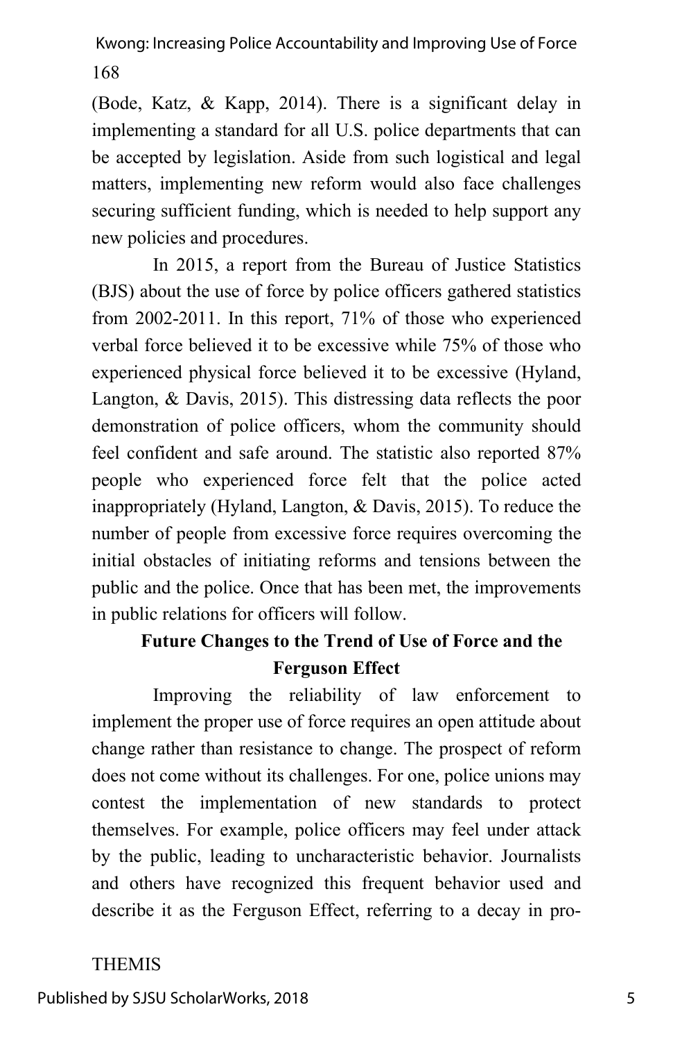(Bode, Katz, & Kapp, 2014). There is a significant delay in implementing a standard for all U.S. police departments that can be accepted by legislation. Aside from such logistical and legal matters, implementing new reform would also face challenges securing sufficient funding, which is needed to help support any new policies and procedures.

In 2015, a report from the Bureau of Justice Statistics (BJS) about the use of force by police officers gathered statistics from 2002-2011. In this report, 71% of those who experienced verbal force believed it to be excessive while 75% of those who experienced physical force believed it to be excessive (Hyland, Langton, & Davis, 2015). This distressing data reflects the poor demonstration of police officers, whom the community should feel confident and safe around. The statistic also reported 87% people who experienced force felt that the police acted inappropriately (Hyland, Langton, & Davis, 2015). To reduce the number of people from excessive force requires overcoming the initial obstacles of initiating reforms and tensions between the public and the police. Once that has been met, the improvements in public relations for officers will follow.

## Future Changes to the Trend of Use of Force and the Ferguson Effect

Improving the reliability of law enforcement to implement the proper use of force requires an open attitude about change rather than resistance to change. The prospect of reform does not come without its challenges. For one, police unions may contest the implementation of new standards to protect themselves. For example, police officers may feel under attack by the public, leading to uncharacteristic behavior. Journalists and others have recognized this frequent behavior used and describe it as the Ferguson Effect, referring to a decay in pro-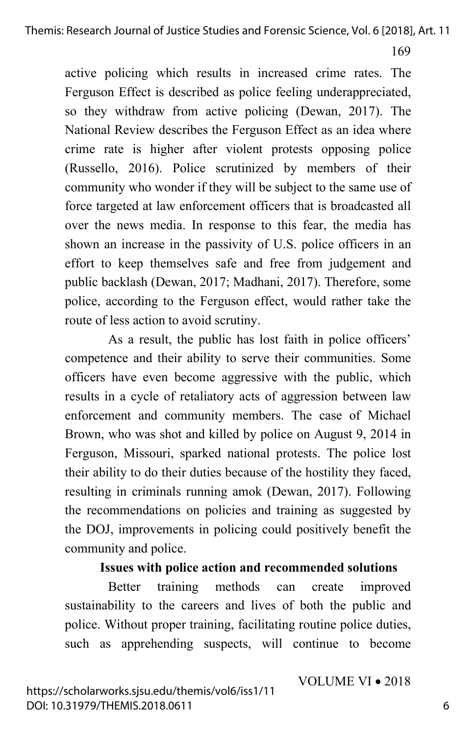active policing which results in increased crime rates. The Ferguson Effect is described as police feeling underappreciated, so they withdraw from active policing (Dewan, 2017). The National Review describes the Ferguson Effect as an idea where crime rate is higher after violent protests opposing police (Russello, 2016). Police scrutinized by members of their community who wonder if they will be subject to the same use of force targeted at law enforcement officers that is broadcasted all over the news media. In response to this fear, the media has shown an increase in the passivity of U.S. police officers in an effort to keep themselves safe and free from judgement and public backlash (Dewan, 2017; Madhani, 2017). Therefore, some police, according to the Ferguson effect, would rather take the route of less action to avoid scrutiny.

As a result, the public has lost faith in police officers' competence and their ability to serve their communities. Some officers have even become aggressive with the public, which results in a cycle of retaliatory acts of aggression between law enforcement and community members. The case of Michael Brown, who was shot and killed by police on August 9, 2014 in Ferguson, Missouri, sparked national protests. The police lost their ability to do their duties because of the hostility they faced, resulting in criminals running amok (Dewan, 2017). Following the recommendations on policies and training as suggested by the DOJ, improvements in policing could positively benefit the community and police.

**Issues with police action and recommended solutions**

Better training methods can create improved sustainability to the careers and lives of both the public and police. Without proper training, facilitating routine police duties, such as apprehending suspects, will continue to become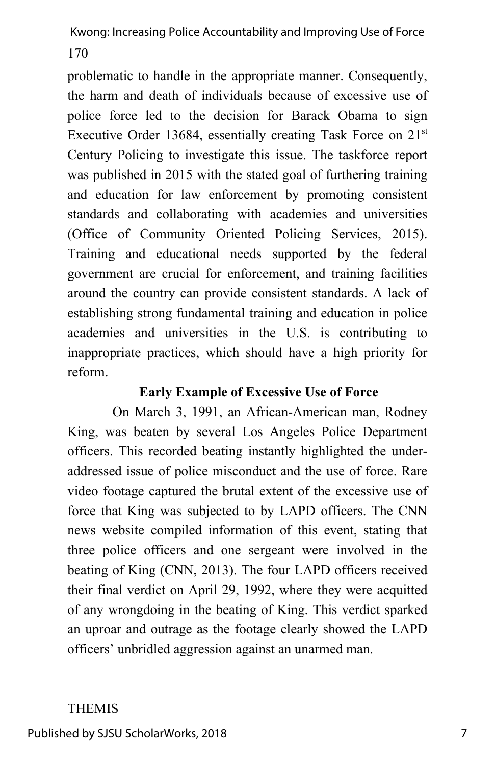problematic to handle in the appropriate manner. Consequently, the harm and death of individuals because of excessive use of police force led to the decision for Barack Obama to sign Executive Order 13684, essentially creating Task Force on 21st Century Policing to investigate this issue. The taskforce report was published in 2015 with the stated goal of furthering training and education for law enforcement by promoting consistent standards and collaborating with academies and universities (Office of Community Oriented Policing Services, 2015). Training and educational needs supported by the federal government are crucial for enforcement, and training facilities around the country can provide consistent standards. A lack of establishing strong fundamental training and education in police academies and universities in the U.S. is contributing to inappropriate practices, which should have a high priority for reform.

### Early Example of Excessive Use of Force

On March 3, 1991, an African-American man, Rodney King, was beaten by several Los Angeles Police Department officers. This recorded beating instantly highlighted the under-addressed issue of police misconduct and the use of force. Rare video footage captured the brutal extent of the excessive use of force that King was subjected to by LAPD officers. The CNN news website compiled information of this event, stating that three police officers and one sergeant were involved in the beating of King (CNN, 2013). The four LAPD officers received their final verdict on April 29, 1992, where they were acquitted of any wrongdoing in the beating of King. This verdict sparked an uproar and outrage as the footage clearly showed the LAPD officers' unbridled aggression against an unarmed man.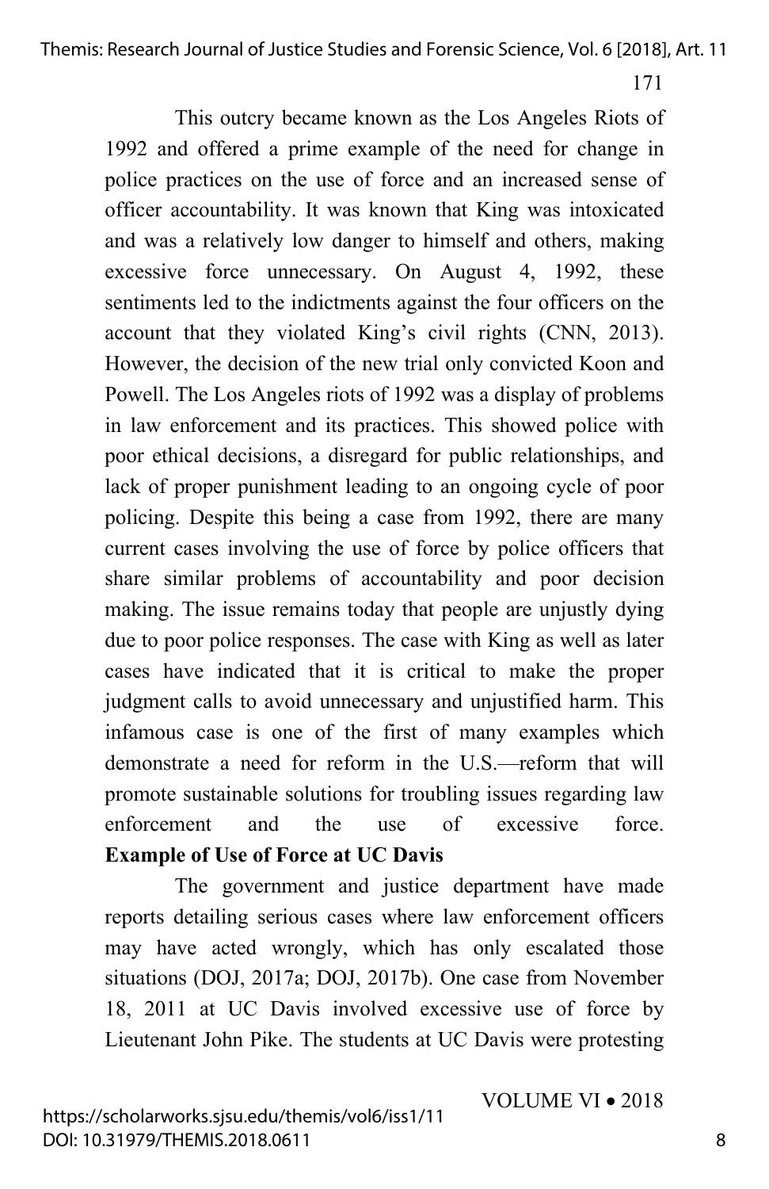This outcry became known as the Los Angeles Riots of 1992 and offered a prime example of the need for change in police practices on the use of force and an increased sense of officer accountability. It was known that King was intoxicated and was a relatively low danger to himself and others, making excessive force unnecessary. On August 4, 1992, these sentiments led to the indictments against the four officers on the account that they violated King's civil rights (CNN, 2013). However, the decision of the new trial only convicted Koon and Powell. The Los Angeles riots of 1992 was a display of problems in law enforcement and its practices. This showed police with poor ethical decisions, a disregard for public relationships, and lack of proper punishment leading to an ongoing cycle of poor policing. Despite this being a case from 1992, there are many current cases involving the use of force by police officers that share similar problems of accountability and poor decision making. The issue remains today that people are unjustly dying due to poor police responses. The case with King as well as later cases have indicated that it is critical to make the proper judgment calls to avoid unnecessary and unjustified harm. This infamous case is one of the first of many examples which demonstrate a need for reform in the U.S.—reform that will promote sustainable solutions for troubling issues regarding law enforcement and the use of excessive force.

**Example of Use of Force at UC Davis**

The government and justice department have made reports detailing serious cases where law enforcement officers may have acted wrongly, which has only escalated those situations (DOJ, 2017a; DOJ, 2017b). One case from November 18, 2011 at UC Davis involved excessive use of force by Lieutenant John Pike. The students at UC Davis were protesting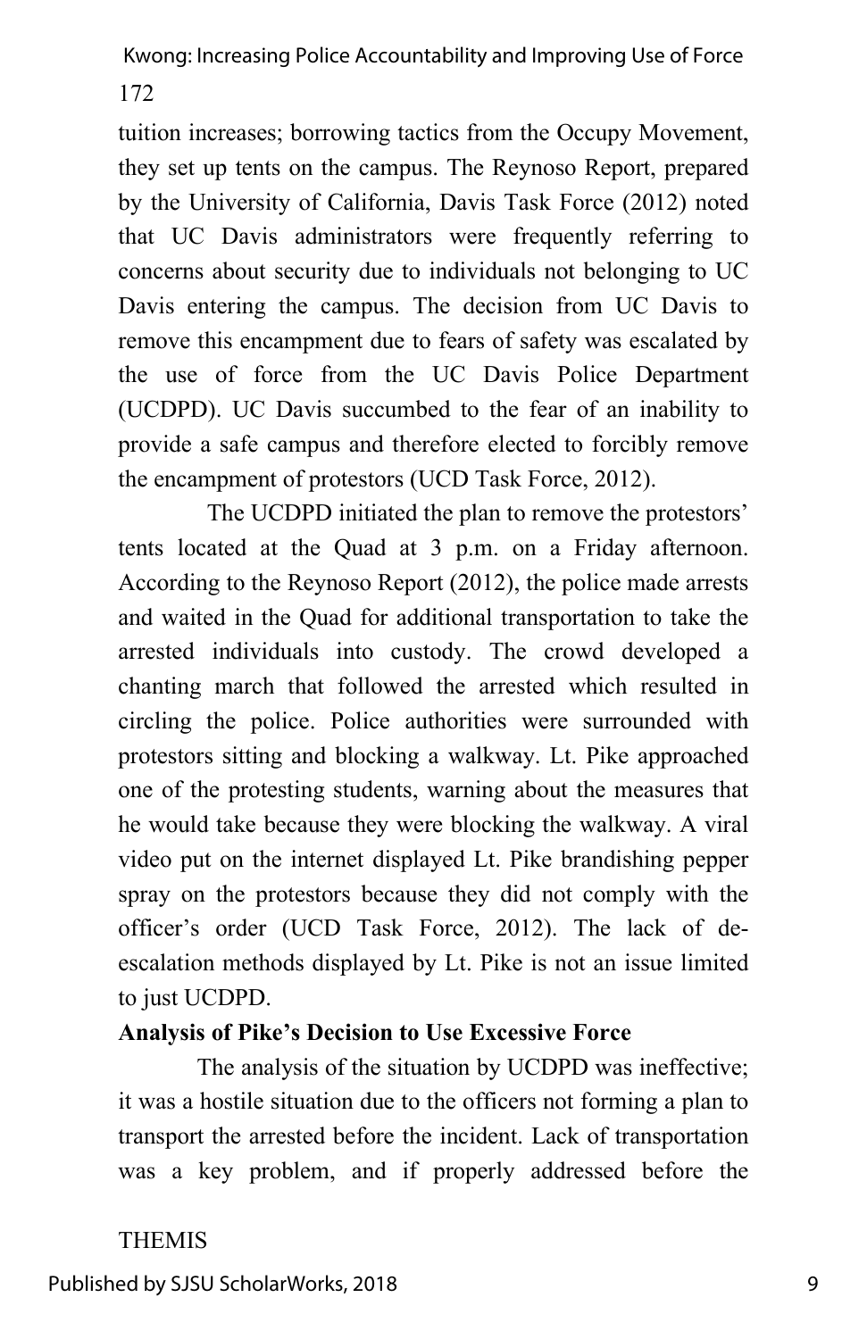tuition increases; borrowing tactics from the Occupy Movement, they set up tents on the campus. The Reynoso Report, prepared by the University of California, Davis Task Force (2012) noted that UC Davis administrators were frequently referring to concerns about security due to individuals not belonging to UC Davis entering the campus. The decision from UC Davis to remove this encampment due to fears of safety was escalated by the use of force from the UC Davis Police Department (UCDPD). UC Davis succumbed to the fear of an inability to provide a safe campus and therefore elected to forcibly remove the encampment of protestors (UCD Task Force, 2012).

The UCDPD initiated the plan to remove the protestors' tents located at the Quad at 3 p.m. on a Friday afternoon. According to the Reynoso Report (2012), the police made arrests and waited in the Quad for additional transportation to take the arrested individuals into custody. The crowd developed a chanting march that followed the arrested which resulted in circling the police. Police authorities were surrounded with protestors sitting and blocking a walkway. Lt. Pike approached one of the protesting students, warning about the measures that he would take because they were blocking the walkway. A viral video put on the internet displayed Lt. Pike brandishing pepper spray on the protestors because they did not comply with the officer's order (UCD Task Force, 2012). The lack of de-escalation methods displayed by Lt. Pike is not an issue limited to just UCDPD.

**Analysis of Pike's Decision to Use Excessive Force**

The analysis of the situation by UCDPD was ineffective; it was a hostile situation due to the officers not forming a plan to transport the arrested before the incident. Lack of transportation was a key problem, and if properly addressed before the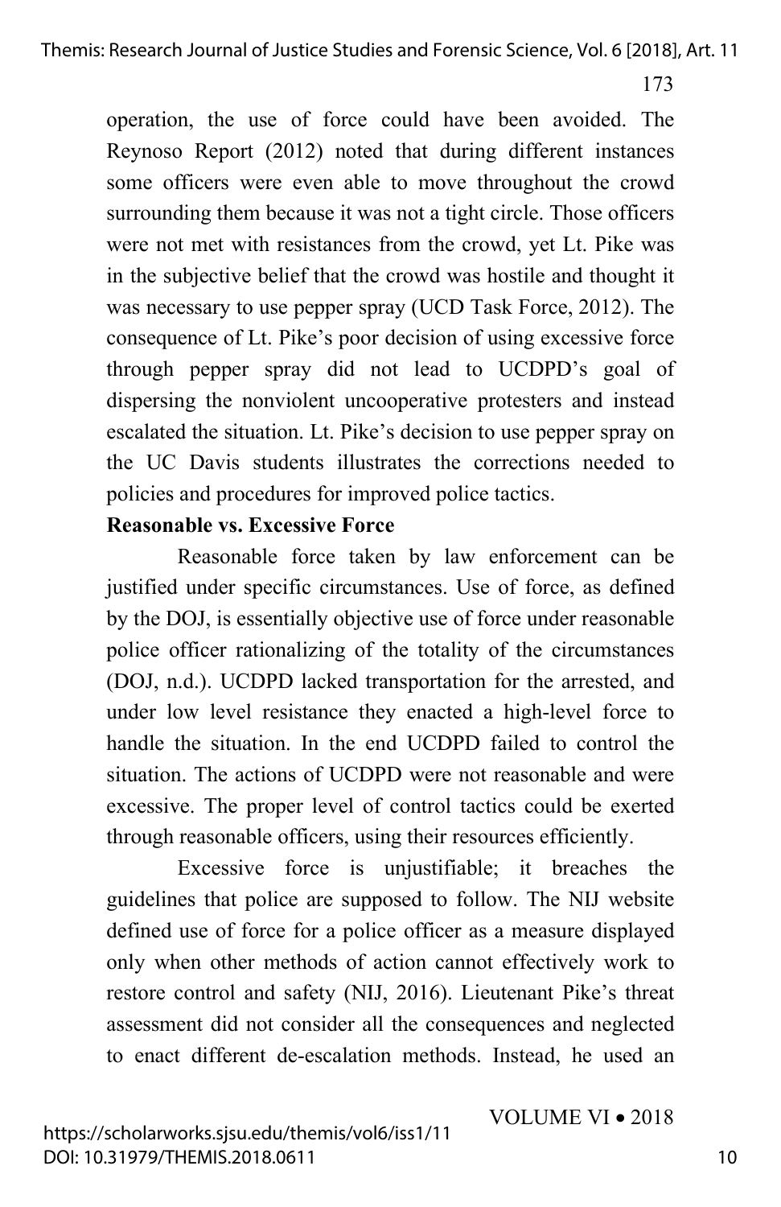operation, the use of force could have been avoided. The Reynoso Report (2012) noted that during different instances some officers were even able to move throughout the crowd surrounding them because it was not a tight circle. Those officers were not met with resistances from the crowd, yet Lt. Pike was in the subjective belief that the crowd was hostile and thought it was necessary to use pepper spray (UCD Task Force, 2012). The consequence of Lt. Pike's poor decision of using excessive force through pepper spray did not lead to UCDPD's goal of dispersing the nonviolent uncooperative protesters and instead escalated the situation. Lt. Pike's decision to use pepper spray on the UC Davis students illustrates the corrections needed to policies and procedures for improved police tactics.

**Reasonable vs. Excessive Force**

Reasonable force taken by law enforcement can be justified under specific circumstances. Use of force, as defined by the DOJ, is essentially objective use of force under reasonable police officer rationalizing of the totality of the circumstances (DOJ, n.d.). UCDPD lacked transportation for the arrested, and under low level resistance they enacted a high-level force to handle the situation. In the end UCDPD failed to control the situation. The actions of UCDPD were not reasonable and were excessive. The proper level of control tactics could be exerted through reasonable officers, using their resources efficiently.

Excessive force is unjustifiable; it breaches the guidelines that police are supposed to follow. The NIJ website defined use of force for a police officer as a measure displayed only when other methods of action cannot effectively work to restore control and safety (NIJ, 2016). Lieutenant Pike's threat assessment did not consider all the consequences and neglected to enact different de-escalation methods. Instead, he used an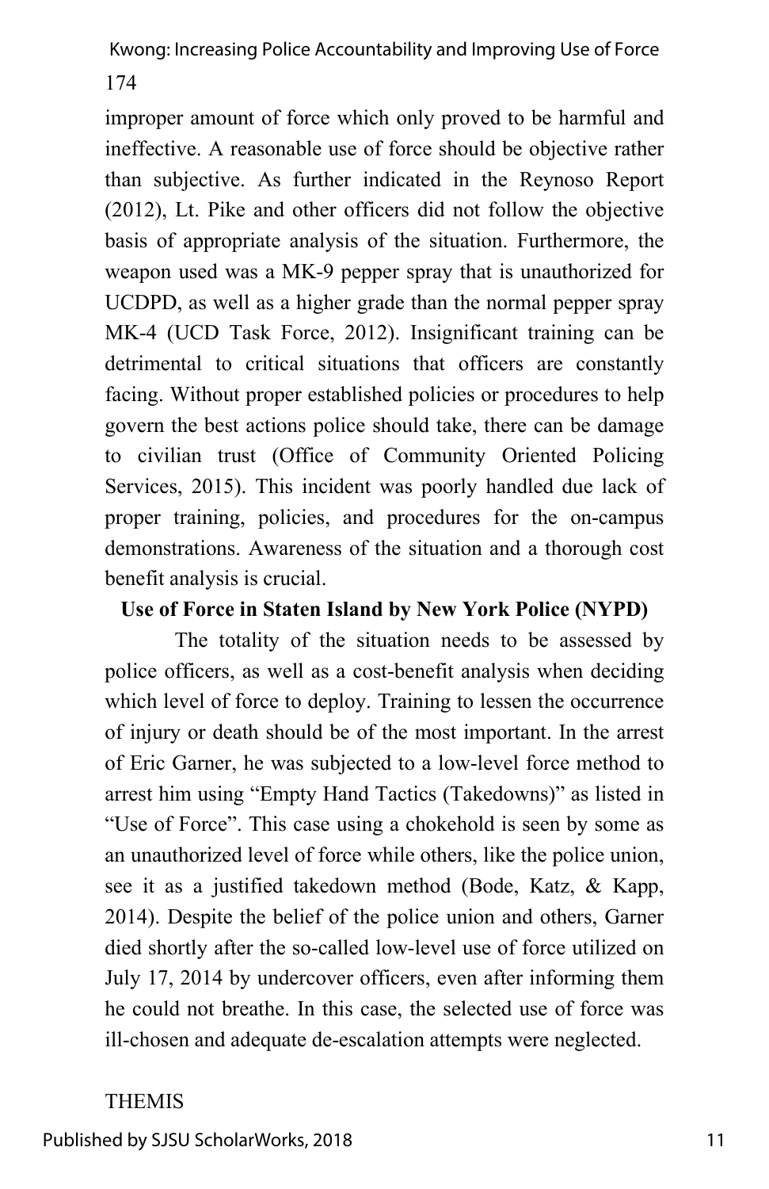improper amount of force which only proved to be harmful and ineffective. A reasonable use of force should be objective rather than subjective. As further indicated in the Reynoso Report (2012), Lt. Pike and other officers did not follow the objective basis of appropriate analysis of the situation. Furthermore, the weapon used was a MK-9 pepper spray that is unauthorized for UCDPD, as well as a higher grade than the normal pepper spray MK-4 (UCD Task Force, 2012). Insignificant training can be detrimental to critical situations that officers are constantly facing. Without proper established policies or procedures to help govern the best actions police should take, there can be damage to civilian trust (Office of Community Oriented Policing Services, 2015). This incident was poorly handled due lack of proper training, policies, and procedures for the on-campus demonstrations. Awareness of the situation and a thorough cost benefit analysis is crucial.

**Use of Force in Staten Island by New York Police (NYPD)**

The totality of the situation needs to be assessed by police officers, as well as a cost-benefit analysis when deciding which level of force to deploy. Training to lessen the occurrence of injury or death should be of the most important. In the arrest of Eric Garner, he was subjected to a low-level force method to arrest him using "Empty Hand Tactics (Takedowns)" as listed in "Use of Force". This case using a chokehold is seen by some as an unauthorized level of force while others, like the police union, see it as a justified takedown method (Bode, Katz, & Kapp, 2014). Despite the belief of the police union and others, Garner died shortly after the so-called low-level use of force utilized on July 17, 2014 by undercover officers, even after informing them he could not breathe. In this case, the selected use of force was ill-chosen and adequate de-escalation attempts were neglected.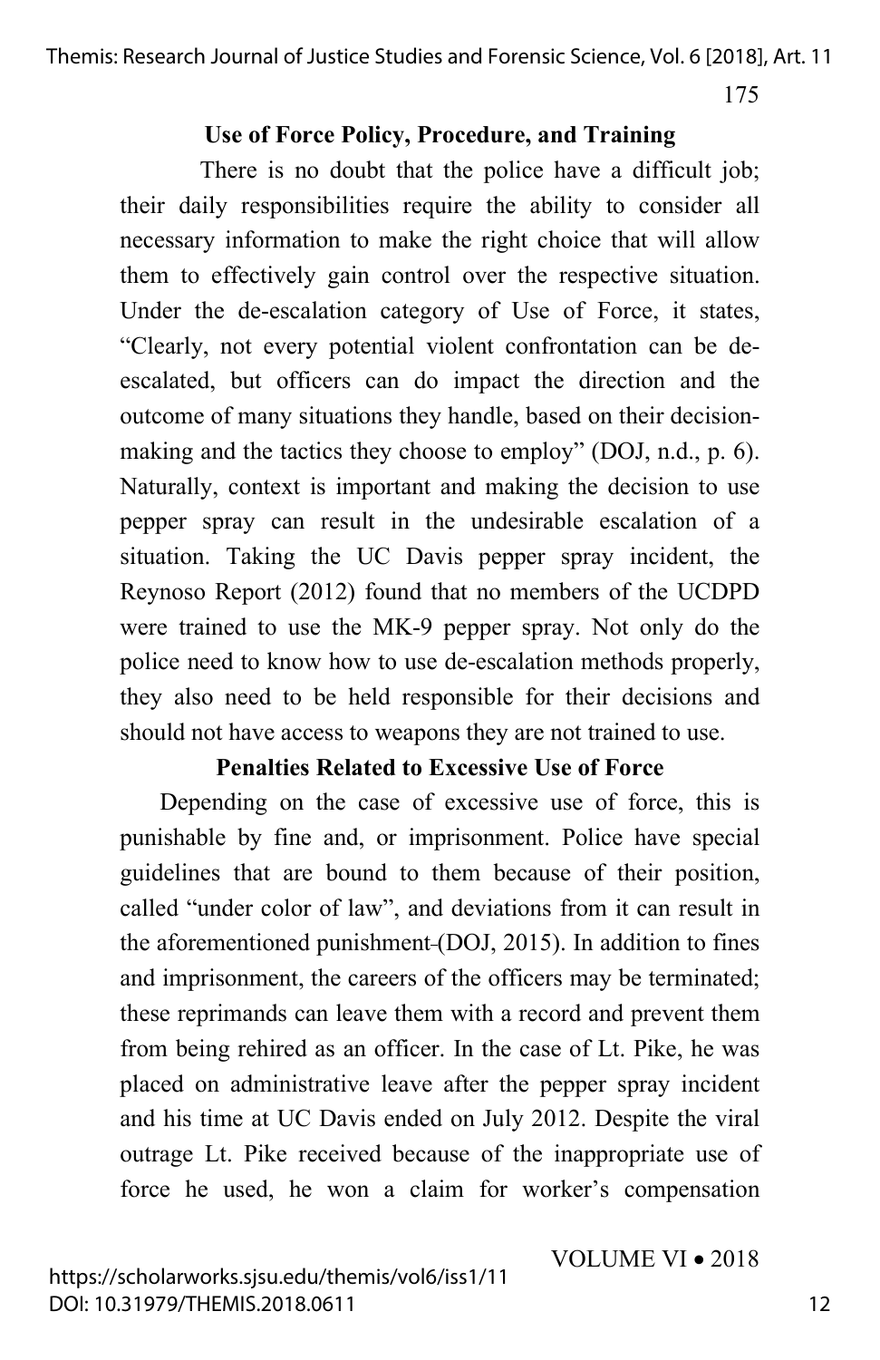## Use of Force Policy, Procedure, and Training

There is no doubt that the police have a difficult job; their daily responsibilities require the ability to consider all necessary information to make the right choice that will allow them to effectively gain control over the respective situation. Under the de-escalation category of Use of Force, it states, "Clearly, not every potential violent confrontation can be de-escalated, but officers can do impact the direction and the outcome of many situations they handle, based on their decision-making and the tactics they choose to employ" (DOJ, n.d., p. 6). Naturally, context is important and making the decision to use pepper spray can result in the undesirable escalation of a situation. Taking the UC Davis pepper spray incident, the Reynoso Report (2012) found that no members of the UCDPD were trained to use the MK-9 pepper spray. Not only do the police need to know how to use de-escalation methods properly, they also need to be held responsible for their decisions and should not have access to weapons they are not trained to use.

## Penalties Related to Excessive Use of Force

Depending on the case of excessive use of force, this is punishable by fine and, or imprisonment. Police have special guidelines that are bound to them because of their position, called "under color of law", and deviations from it can result in the aforementioned punishment (DOJ, 2015). In addition to fines and imprisonment, the careers of the officers may be terminated; these reprimands can leave them with a record and prevent them from being rehired as an officer. In the case of Lt. Pike, he was placed on administrative leave after the pepper spray incident and his time at UC Davis ended on July 2012. Despite the viral outrage Lt. Pike received because of the inappropriate use of force he used, he won a claim for worker's compensation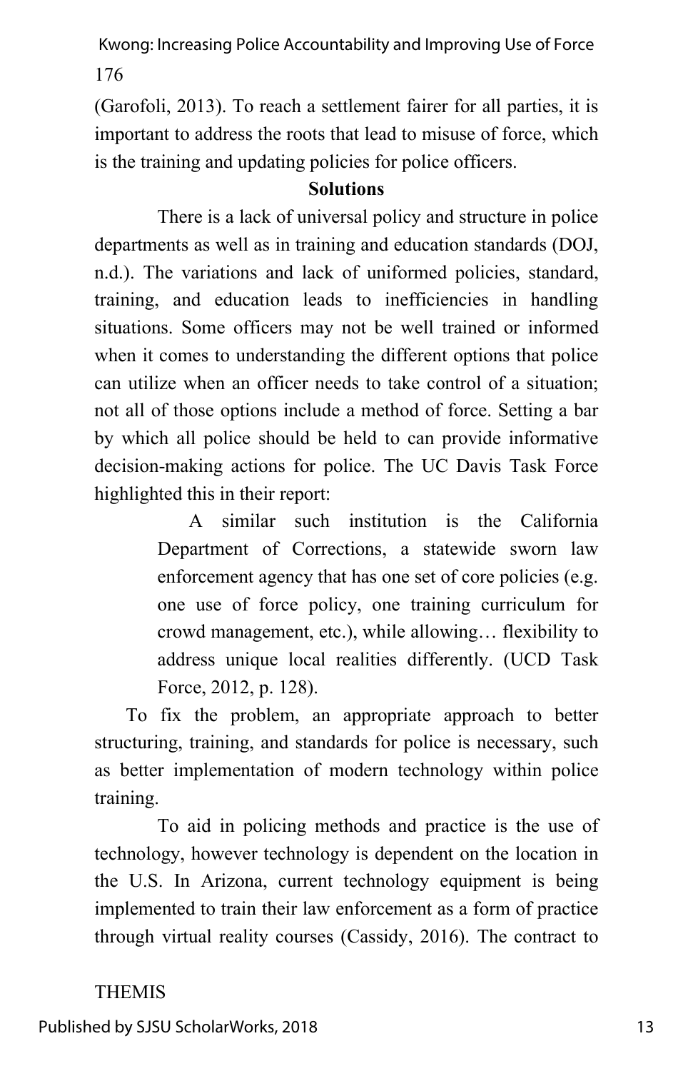(Garofoli, 2013). To reach a settlement fairer for all parties, it is important to address the roots that lead to misuse of force, which is the training and updating policies for police officers.

## Solutions

There is a lack of universal policy and structure in police departments as well as in training and education standards (DOJ, n.d.). The variations and lack of uniformed policies, standard, training, and education leads to inefficiencies in handling situations. Some officers may not be well trained or informed when it comes to understanding the different options that police can utilize when an officer needs to take control of a situation; not all of those options include a method of force. Setting a bar by which all police should be held to can provide informative decision-making actions for police. The UC Davis Task Force highlighted this in their report:

> A similar such institution is the California Department of Corrections, a statewide sworn law enforcement agency that has one set of core policies (e.g. one use of force policy, one training curriculum for crowd management, etc.), while allowing… flexibility to address unique local realities differently. (UCD Task Force, 2012, p. 128).

To fix the problem, an appropriate approach to better structuring, training, and standards for police is necessary, such as better implementation of modern technology within police training.

To aid in policing methods and practice is the use of technology, however technology is dependent on the location in the U.S. In Arizona, current technology equipment is being implemented to train their law enforcement as a form of practice through virtual reality courses (Cassidy, 2016). The contract to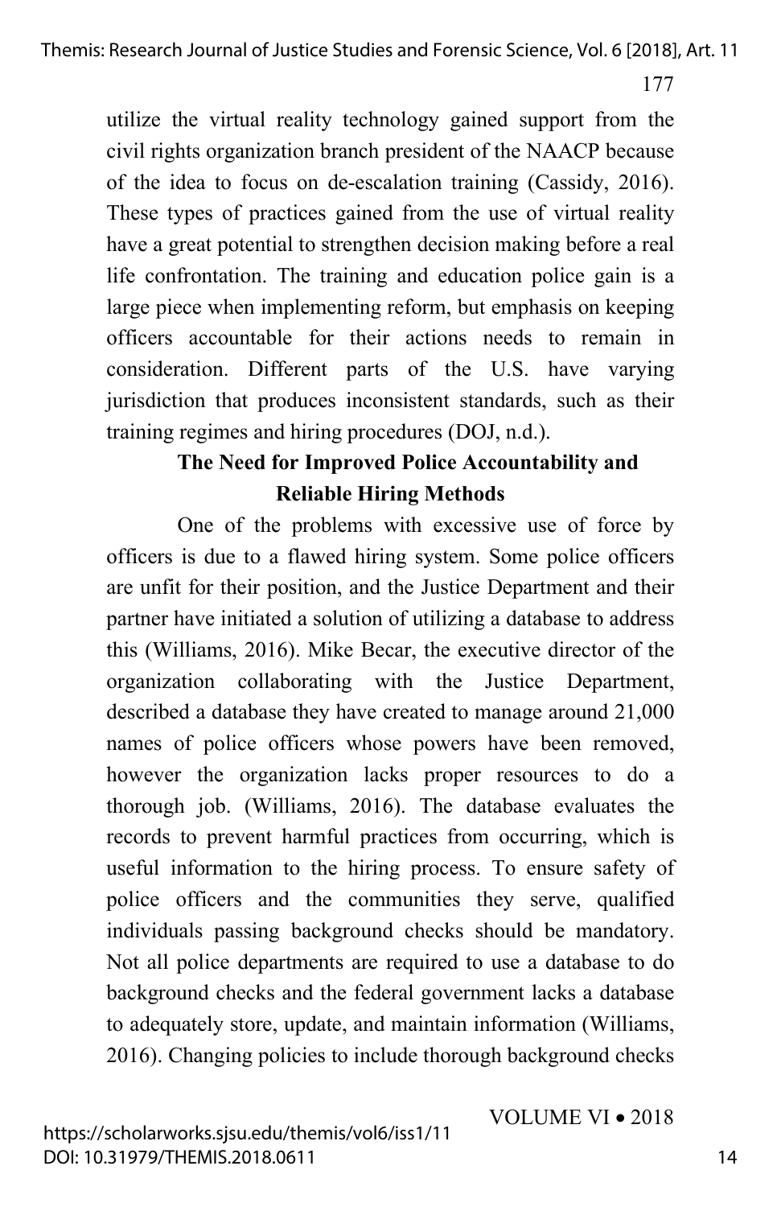utilize the virtual reality technology gained support from the civil rights organization branch president of the NAACP because of the idea to focus on de-escalation training (Cassidy, 2016). These types of practices gained from the use of virtual reality have a great potential to strengthen decision making before a real life confrontation. The training and education police gain is a large piece when implementing reform, but emphasis on keeping officers accountable for their actions needs to remain in consideration. Different parts of the U.S. have varying jurisdiction that produces inconsistent standards, such as their training regimes and hiring procedures (DOJ, n.d.).

## The Need for Improved Police Accountability and Reliable Hiring Methods

One of the problems with excessive use of force by officers is due to a flawed hiring system. Some police officers are unfit for their position, and the Justice Department and their partner have initiated a solution of utilizing a database to address this (Williams, 2016). Mike Becar, the executive director of the organization collaborating with the Justice Department, described a database they have created to manage around 21,000 names of police officers whose powers have been removed, however the organization lacks proper resources to do a thorough job. (Williams, 2016). The database evaluates the records to prevent harmful practices from occurring, which is useful information to the hiring process. To ensure safety of police officers and the communities they serve, qualified individuals passing background checks should be mandatory. Not all police departments are required to use a database to do background checks and the federal government lacks a database to adequately store, update, and maintain information (Williams, 2016). Changing policies to include thorough background checks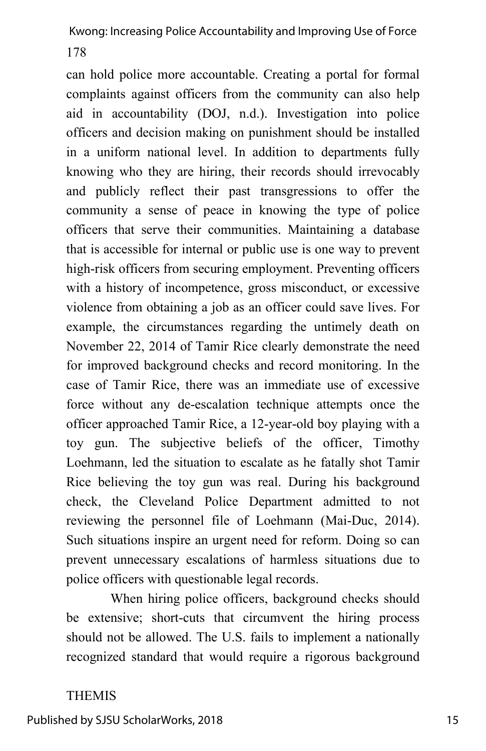can hold police more accountable. Creating a portal for formal complaints against officers from the community can also help aid in accountability (DOJ, n.d.). Investigation into police officers and decision making on punishment should be installed in a uniform national level. In addition to departments fully knowing who they are hiring, their records should irrevocably and publicly reflect their past transgressions to offer the community a sense of peace in knowing the type of police officers that serve their communities. Maintaining a database that is accessible for internal or public use is one way to prevent high-risk officers from securing employment. Preventing officers with a history of incompetence, gross misconduct, or excessive violence from obtaining a job as an officer could save lives. For example, the circumstances regarding the untimely death on November 22, 2014 of Tamir Rice clearly demonstrate the need for improved background checks and record monitoring. In the case of Tamir Rice, there was an immediate use of excessive force without any de-escalation technique attempts once the officer approached Tamir Rice, a 12-year-old boy playing with a toy gun. The subjective beliefs of the officer, Timothy Loehmann, led the situation to escalate as he fatally shot Tamir Rice believing the toy gun was real. During his background check, the Cleveland Police Department admitted to not reviewing the personnel file of Loehmann (Mai-Duc, 2014). Such situations inspire an urgent need for reform. Doing so can prevent unnecessary escalations of harmless situations due to police officers with questionable legal records.

When hiring police officers, background checks should be extensive; short-cuts that circumvent the hiring process should not be allowed. The U.S. fails to implement a nationally recognized standard that would require a rigorous background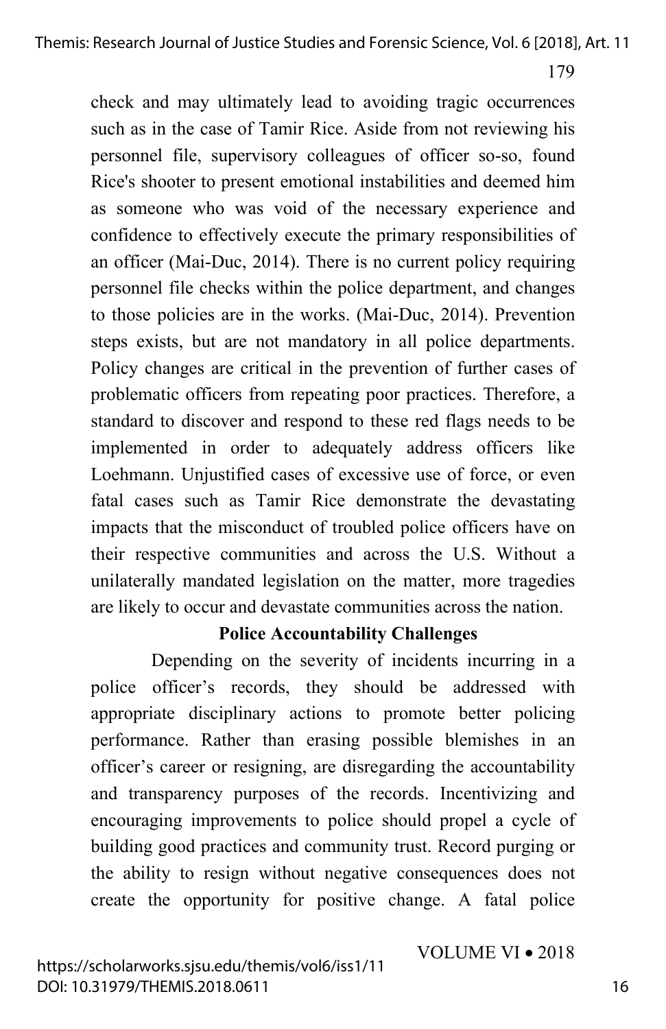check and may ultimately lead to avoiding tragic occurrences such as in the case of Tamir Rice. Aside from not reviewing his personnel file, supervisory colleagues of officer so-so, found Rice's shooter to present emotional instabilities and deemed him as someone who was void of the necessary experience and confidence to effectively execute the primary responsibilities of an officer (Mai-Duc, 2014). There is no current policy requiring personnel file checks within the police department, and changes to those policies are in the works. (Mai-Duc, 2014). Prevention steps exists, but are not mandatory in all police departments. Policy changes are critical in the prevention of further cases of problematic officers from repeating poor practices. Therefore, a standard to discover and respond to these red flags needs to be implemented in order to adequately address officers like Loehmann. Unjustified cases of excessive use of force, or even fatal cases such as Tamir Rice demonstrate the devastating impacts that the misconduct of troubled police officers have on their respective communities and across the U.S. Without a unilaterally mandated legislation on the matter, more tragedies are likely to occur and devastate communities across the nation.

## Police Accountability Challenges

Depending on the severity of incidents incurring in a police officer's records, they should be addressed with appropriate disciplinary actions to promote better policing performance. Rather than erasing possible blemishes in an officer's career or resigning, are disregarding the accountability and transparency purposes of the records. Incentivizing and encouraging improvements to police should propel a cycle of building good practices and community trust. Record purging or the ability to resign without negative consequences does not create the opportunity for positive change. A fatal police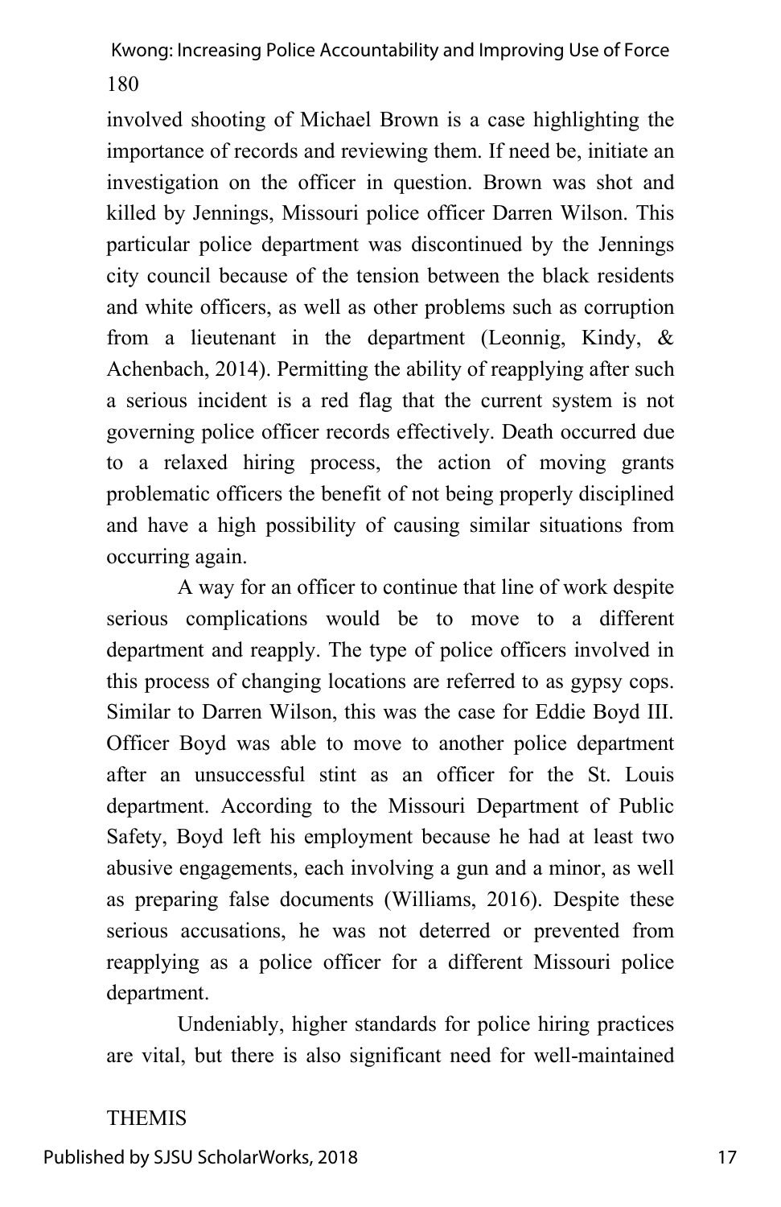involved shooting of Michael Brown is a case highlighting the importance of records and reviewing them. If need be, initiate an investigation on the officer in question. Brown was shot and killed by Jennings, Missouri police officer Darren Wilson. This particular police department was discontinued by the Jennings city council because of the tension between the black residents and white officers, as well as other problems such as corruption from a lieutenant in the department (Leonnig, Kindy, & Achenbach, 2014). Permitting the ability of reapplying after such a serious incident is a red flag that the current system is not governing police officer records effectively. Death occurred due to a relaxed hiring process, the action of moving grants problematic officers the benefit of not being properly disciplined and have a high possibility of causing similar situations from occurring again.

A way for an officer to continue that line of work despite serious complications would be to move to a different department and reapply. The type of police officers involved in this process of changing locations are referred to as gypsy cops. Similar to Darren Wilson, this was the case for Eddie Boyd III. Officer Boyd was able to move to another police department after an unsuccessful stint as an officer for the St. Louis department. According to the Missouri Department of Public Safety, Boyd left his employment because he had at least two abusive engagements, each involving a gun and a minor, as well as preparing false documents (Williams, 2016). Despite these serious accusations, he was not deterred or prevented from reapplying as a police officer for a different Missouri police department.

Undeniably, higher standards for police hiring practices are vital, but there is also significant need for well-maintained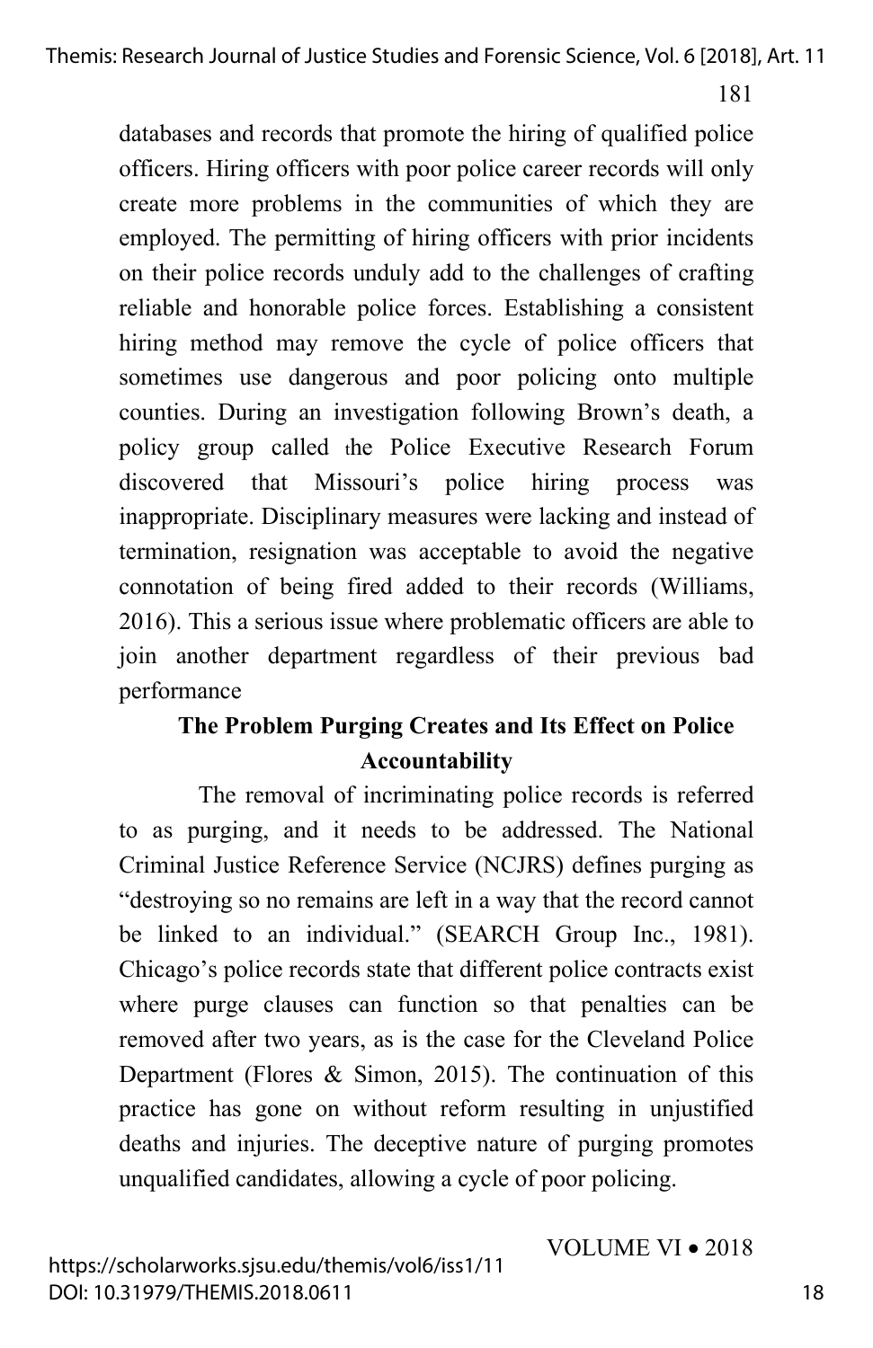databases and records that promote the hiring of qualified police officers. Hiring officers with poor police career records will only create more problems in the communities of which they are employed. The permitting of hiring officers with prior incidents on their police records unduly add to the challenges of crafting reliable and honorable police forces. Establishing a consistent hiring method may remove the cycle of police officers that sometimes use dangerous and poor policing onto multiple counties. During an investigation following Brown's death, a policy group called the Police Executive Research Forum discovered that Missouri's police hiring process was inappropriate. Disciplinary measures were lacking and instead of termination, resignation was acceptable to avoid the negative connotation of being fired added to their records (Williams, 2016). This a serious issue where problematic officers are able to join another department regardless of their previous bad performance

## The Problem Purging Creates and Its Effect on Police Accountability

The removal of incriminating police records is referred to as purging, and it needs to be addressed. The National Criminal Justice Reference Service (NCJRS) defines purging as "destroying so no remains are left in a way that the record cannot be linked to an individual." (SEARCH Group Inc., 1981). Chicago's police records state that different police contracts exist where purge clauses can function so that penalties can be removed after two years, as is the case for the Cleveland Police Department (Flores & Simon, 2015). The continuation of this practice has gone on without reform resulting in unjustified deaths and injuries. The deceptive nature of purging promotes unqualified candidates, allowing a cycle of poor policing.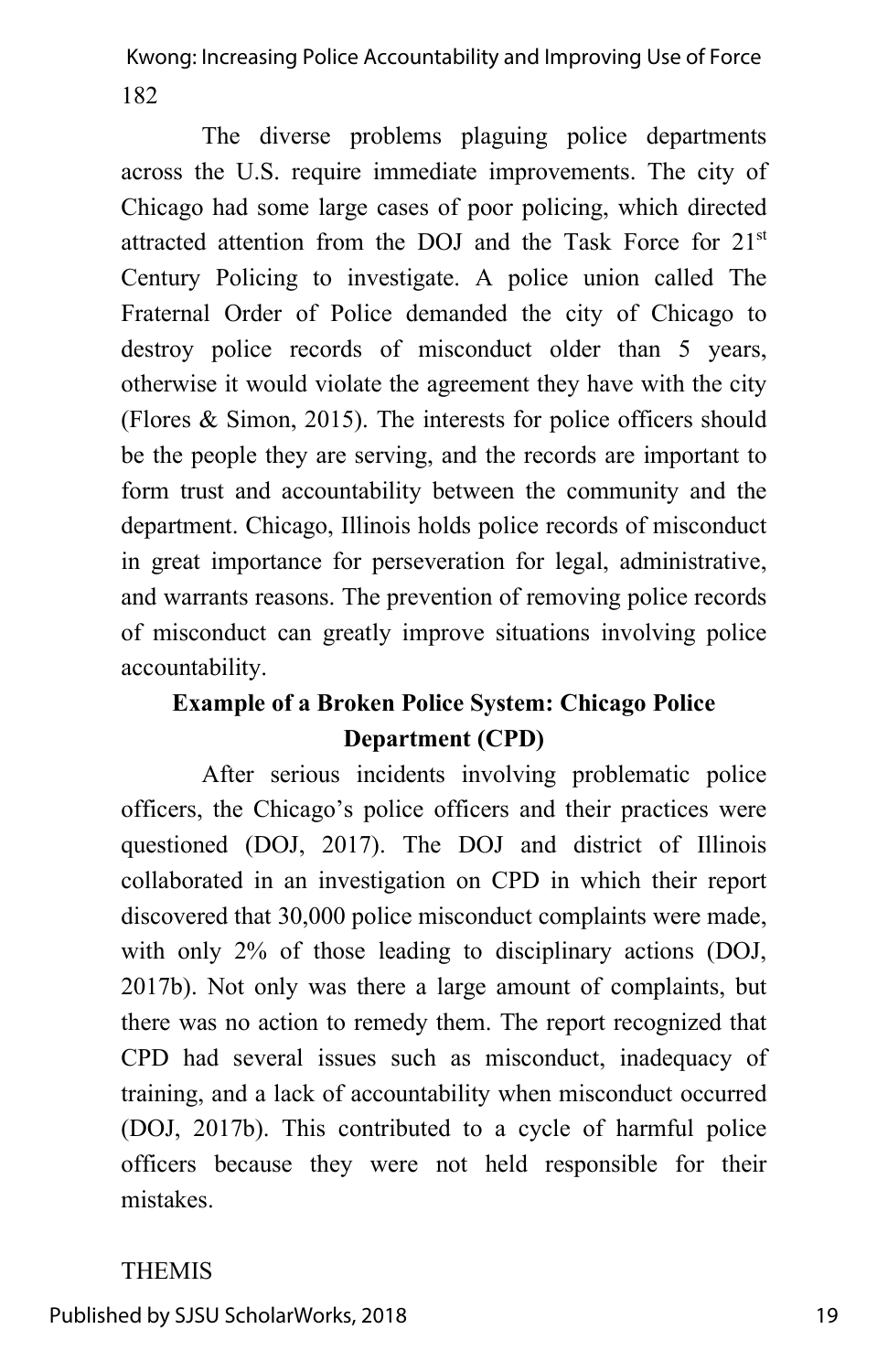The diverse problems plaguing police departments across the U.S. require immediate improvements. The city of Chicago had some large cases of poor policing, which directed attracted attention from the DOJ and the Task Force for 21st Century Policing to investigate. A police union called The Fraternal Order of Police demanded the city of Chicago to destroy police records of misconduct older than 5 years, otherwise it would violate the agreement they have with the city (Flores & Simon, 2015). The interests for police officers should be the people they are serving, and the records are important to form trust and accountability between the community and the department. Chicago, Illinois holds police records of misconduct in great importance for perseveration for legal, administrative, and warrants reasons. The prevention of removing police records of misconduct can greatly improve situations involving police accountability.

## Example of a Broken Police System: Chicago Police Department (CPD)

After serious incidents involving problematic police officers, the Chicago's police officers and their practices were questioned (DOJ, 2017). The DOJ and district of Illinois collaborated in an investigation on CPD in which their report discovered that 30,000 police misconduct complaints were made, with only 2% of those leading to disciplinary actions (DOJ, 2017b). Not only was there a large amount of complaints, but there was no action to remedy them. The report recognized that CPD had several issues such as misconduct, inadequacy of training, and a lack of accountability when misconduct occurred (DOJ, 2017b). This contributed to a cycle of harmful police officers because they were not held responsible for their mistakes.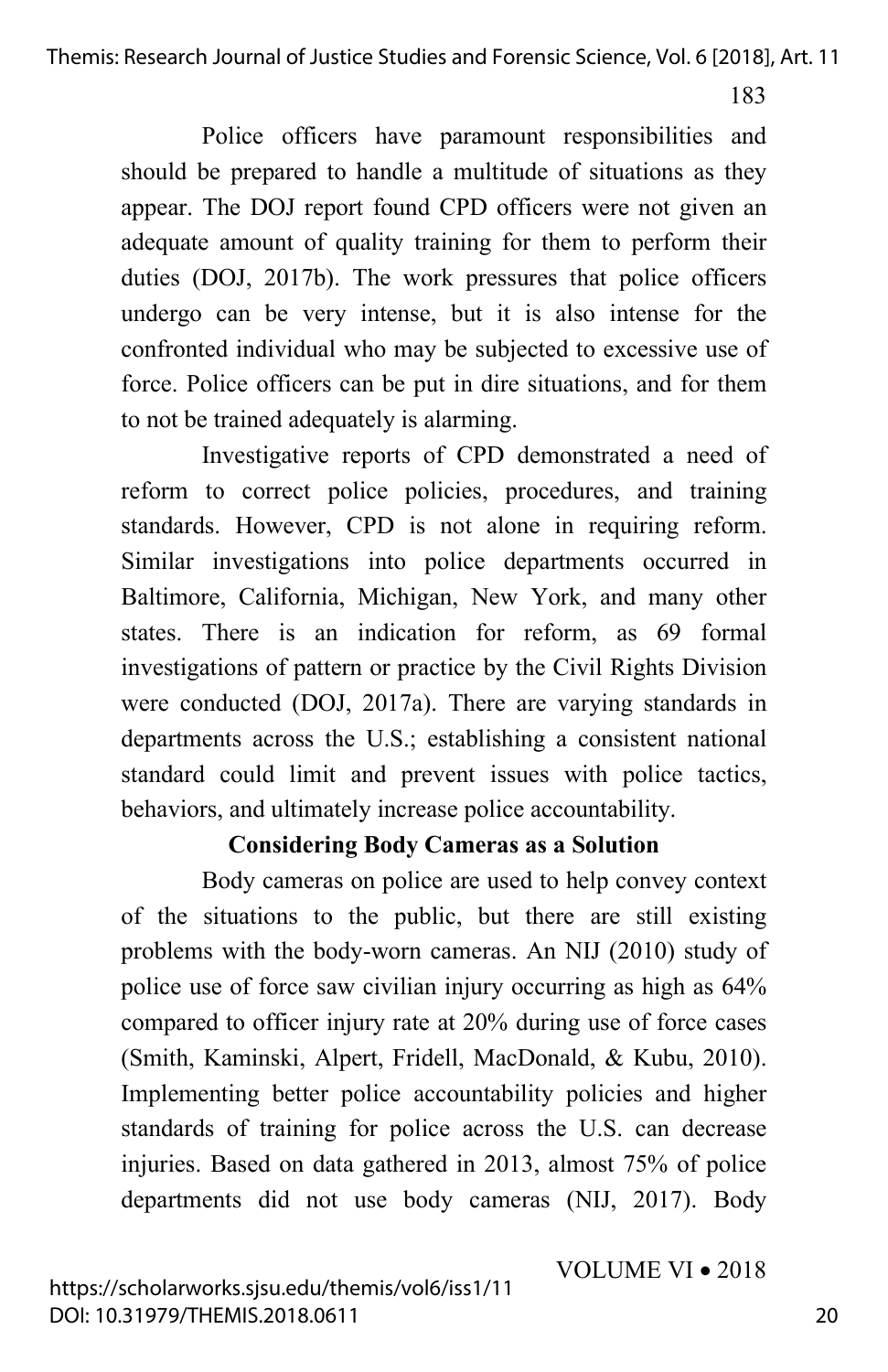Police officers have paramount responsibilities and should be prepared to handle a multitude of situations as they appear. The DOJ report found CPD officers were not given an adequate amount of quality training for them to perform their duties (DOJ, 2017b). The work pressures that police officers undergo can be very intense, but it is also intense for the confronted individual who may be subjected to excessive use of force. Police officers can be put in dire situations, and for them to not be trained adequately is alarming.

Investigative reports of CPD demonstrated a need of reform to correct police policies, procedures, and training standards. However, CPD is not alone in requiring reform. Similar investigations into police departments occurred in Baltimore, California, Michigan, New York, and many other states. There is an indication for reform, as 69 formal investigations of pattern or practice by the Civil Rights Division were conducted (DOJ, 2017a). There are varying standards in departments across the U.S.; establishing a consistent national standard could limit and prevent issues with police tactics, behaviors, and ultimately increase police accountability.

## Considering Body Cameras as a Solution

Body cameras on police are used to help convey context of the situations to the public, but there are still existing problems with the body-worn cameras. An NIJ (2010) study of police use of force saw civilian injury occurring as high as 64% compared to officer injury rate at 20% during use of force cases (Smith, Kaminski, Alpert, Fridell, MacDonald, & Kubu, 2010). Implementing better police accountability policies and higher standards of training for police across the U.S. can decrease injuries. Based on data gathered in 2013, almost 75% of police departments did not use body cameras (NIJ, 2017). Body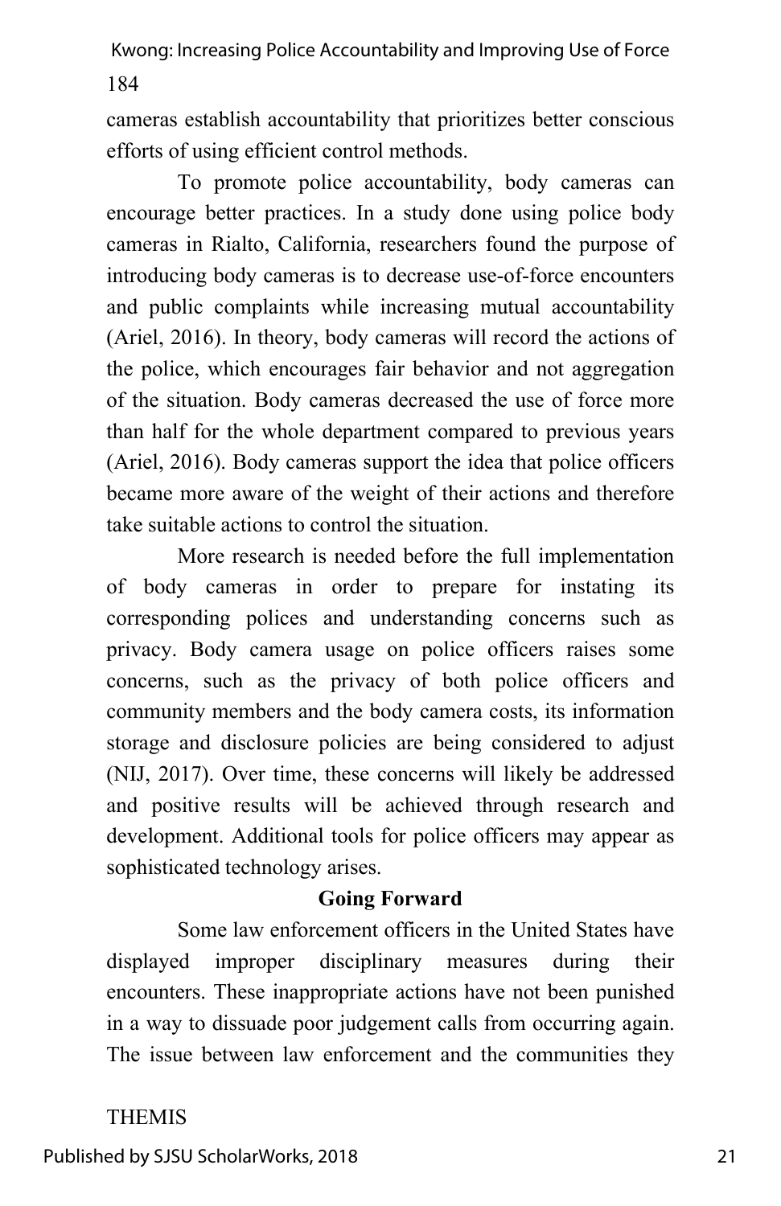cameras establish accountability that prioritizes better conscious efforts of using efficient control methods.

To promote police accountability, body cameras can encourage better practices. In a study done using police body cameras in Rialto, California, researchers found the purpose of introducing body cameras is to decrease use-of-force encounters and public complaints while increasing mutual accountability (Ariel, 2016). In theory, body cameras will record the actions of the police, which encourages fair behavior and not aggregation of the situation. Body cameras decreased the use of force more than half for the whole department compared to previous years (Ariel, 2016). Body cameras support the idea that police officers became more aware of the weight of their actions and therefore take suitable actions to control the situation.

More research is needed before the full implementation of body cameras in order to prepare for instating its corresponding polices and understanding concerns such as privacy. Body camera usage on police officers raises some concerns, such as the privacy of both police officers and community members and the body camera costs, its information storage and disclosure policies are being considered to adjust (NIJ, 2017). Over time, these concerns will likely be addressed and positive results will be achieved through research and development. Additional tools for police officers may appear as sophisticated technology arises.

## Going Forward

Some law enforcement officers in the United States have displayed improper disciplinary measures during their encounters. These inappropriate actions have not been punished in a way to dissuade poor judgement calls from occurring again. The issue between law enforcement and the communities they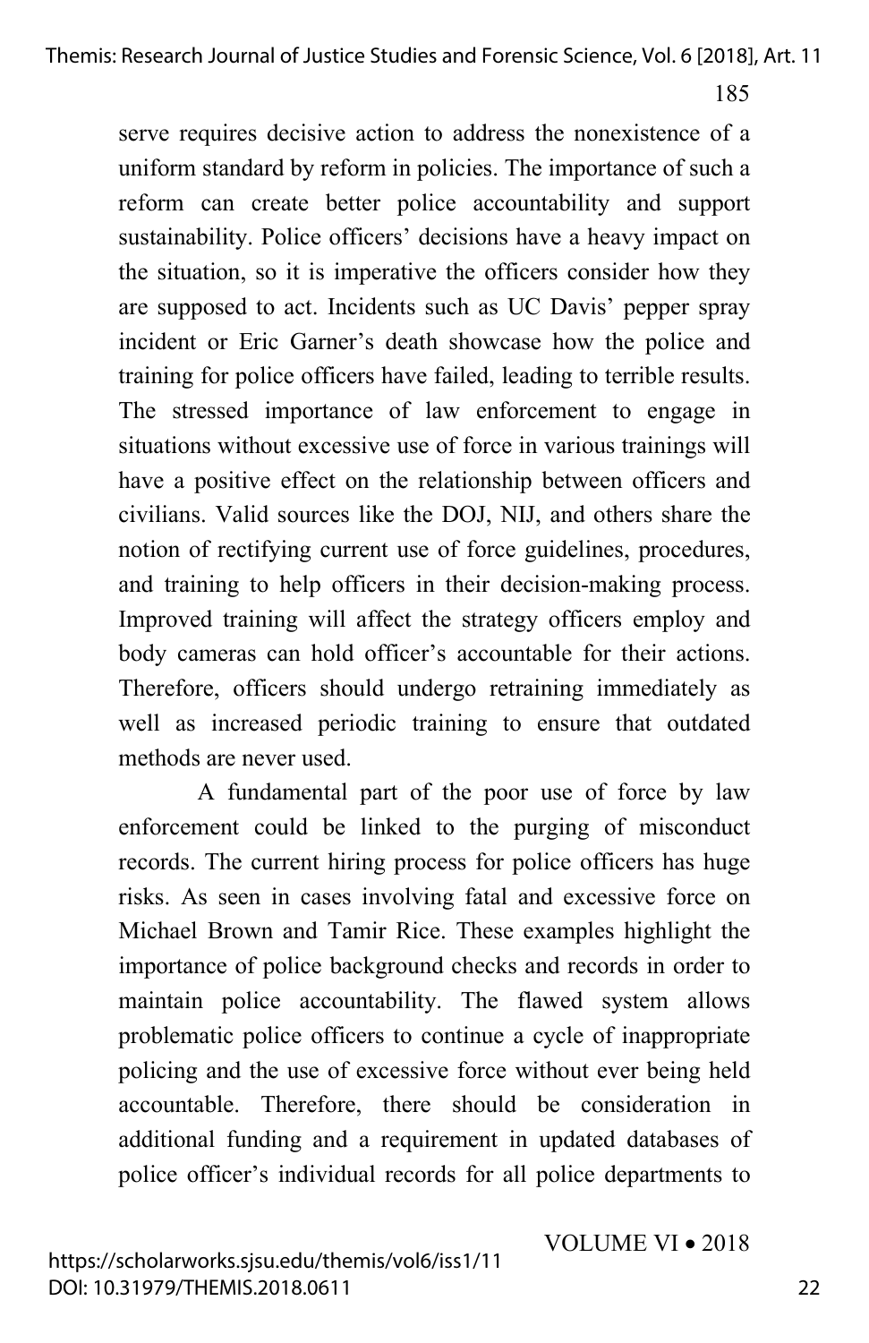serve requires decisive action to address the nonexistence of a uniform standard by reform in policies. The importance of such a reform can create better police accountability and support sustainability. Police officers' decisions have a heavy impact on the situation, so it is imperative the officers consider how they are supposed to act. Incidents such as UC Davis' pepper spray incident or Eric Garner's death showcase how the police and training for police officers have failed, leading to terrible results. The stressed importance of law enforcement to engage in situations without excessive use of force in various trainings will have a positive effect on the relationship between officers and civilians. Valid sources like the DOJ, NIJ, and others share the notion of rectifying current use of force guidelines, procedures, and training to help officers in their decision-making process. Improved training will affect the strategy officers employ and body cameras can hold officer's accountable for their actions. Therefore, officers should undergo retraining immediately as well as increased periodic training to ensure that outdated methods are never used.

A fundamental part of the poor use of force by law enforcement could be linked to the purging of misconduct records. The current hiring process for police officers has huge risks. As seen in cases involving fatal and excessive force on Michael Brown and Tamir Rice. These examples highlight the importance of police background checks and records in order to maintain police accountability. The flawed system allows problematic police officers to continue a cycle of inappropriate policing and the use of excessive force without ever being held accountable. Therefore, there should be consideration in additional funding and a requirement in updated databases of police officer's individual records for all police departments to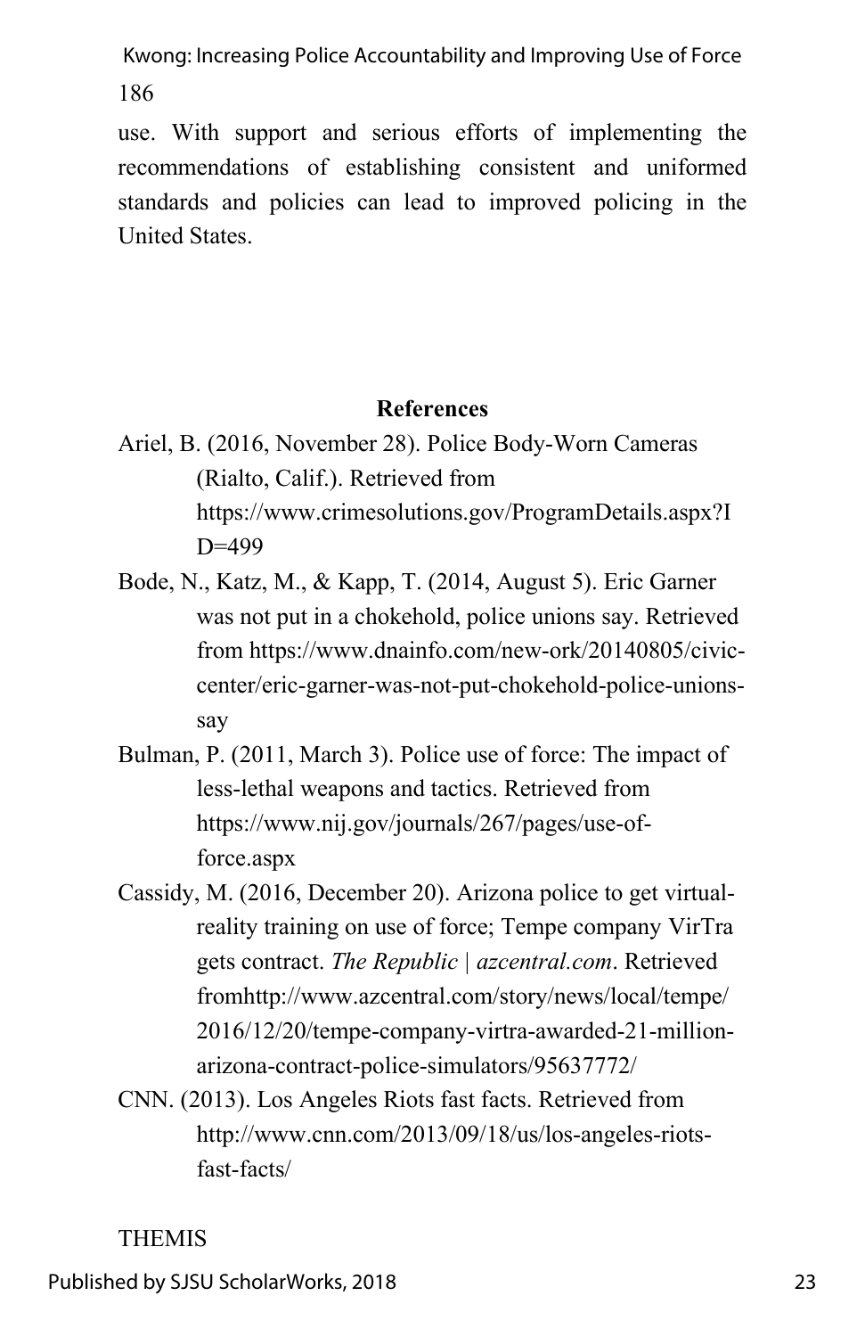use. With support and serious efforts of implementing the recommendations of establishing consistent and uniformed standards and policies can lead to improved policing in the United States.

## References

Ariel, B. (2016, November 28). Police Body-Worn Cameras (Rialto, Calif.). Retrieved from https://www.crimesolutions.gov/ProgramDetails.aspx?ID=499

Bode, N., Katz, M., & Kapp, T. (2014, August 5). Eric Garner was not put in a chokehold, police unions say. Retrieved from https://www.dnainfo.com/new-ork/20140805/civic-center/eric-garner-was-not-put-chokehold-police-unions-say

Bulman, P. (2011, March 3). Police use of force: The impact of less-lethal weapons and tactics. Retrieved from https://www.nij.gov/journals/267/pages/use-of-force.aspx

Cassidy, M. (2016, December 20). Arizona police to get virtual-reality training on use of force; Tempe company VirTra gets contract. *The Republic | azcentral.com*. Retrieved fromhttp://www.azcentral.com/story/news/local/tempe/2016/12/20/tempe-company-virtra-awarded-21-million-arizona-contract-police-simulators/95637772/

CNN. (2013). Los Angeles Riots fast facts. Retrieved from http://www.cnn.com/2013/09/18/us/los-angeles-riots-fast-facts/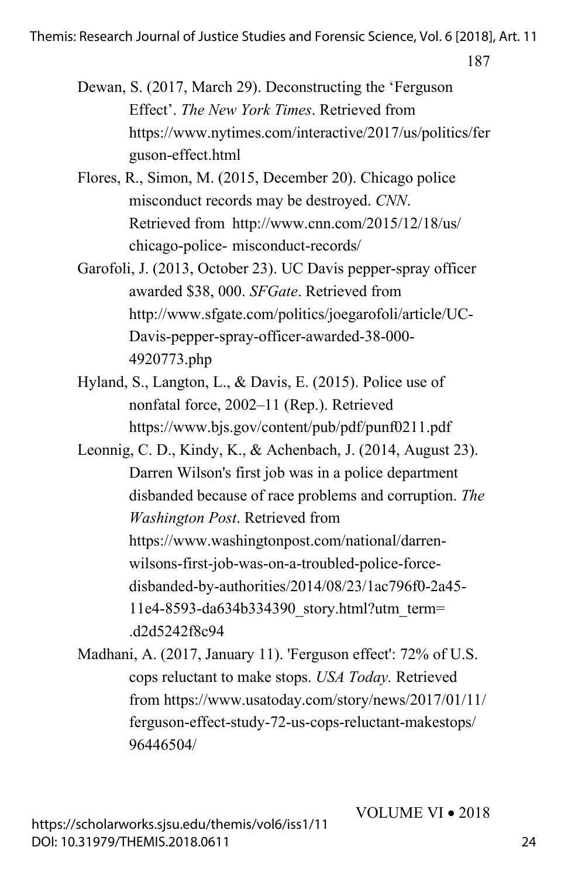Dewan, S. (2017, March 29). Deconstructing the 'Ferguson Effect'. *The New York Times*. Retrieved from https://www.nytimes.com/interactive/2017/us/politics/ferguson-effect.html

Flores, R., Simon, M. (2015, December 20). Chicago police misconduct records may be destroyed. *CNN*. Retrieved from http://www.cnn.com/2015/12/18/us/chicago-police- misconduct-records/

Garofoli, J. (2013, October 23). UC Davis pepper-spray officer awarded $38, 000. *SFGate*. Retrieved from http://www.sfgate.com/politics/joegarofoli/article/UC-Davis-pepper-spray-officer-awarded-38-000-4920773.php

Hyland, S., Langton, L., & Davis, E. (2015). Police use of nonfatal force, 2002–11 (Rep.). Retrieved https://www.bjs.gov/content/pub/pdf/punf0211.pdf

Leonnig, C. D., Kindy, K., & Achenbach, J. (2014, August 23). Darren Wilson's first job was in a police department disbanded because of race problems and corruption. *The Washington Post*. Retrieved from https://www.washingtonpost.com/national/darren-wilsons-first-job-was-on-a-troubled-police-force-disbanded-by-authorities/2014/08/23/1ac796f0-2a45-11e4-8593-da634b334390_story.html?utm_term=.d2d5242f8c94

Madhani, A. (2017, January 11). 'Ferguson effect': 72% of U.S. cops reluctant to make stops. *USA Today.* Retrieved from https://www.usatoday.com/story/news/2017/01/11/ferguson-effect-study-72-us-cops-reluctant-makestops/96446504/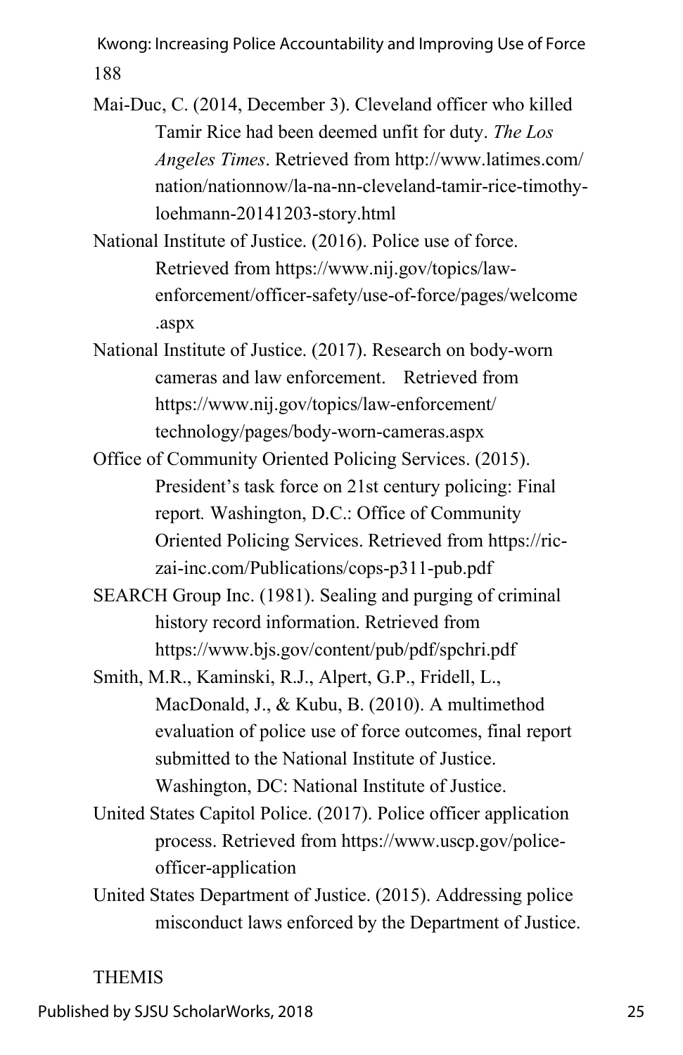Mai-Duc, C. (2014, December 3). Cleveland officer who killed Tamir Rice had been deemed unfit for duty. *The Los Angeles Times*. Retrieved from http://www.latimes.com/nation/nationnow/la-na-nn-cleveland-tamir-rice-timothy-loehmann-20141203-story.html

National Institute of Justice. (2016). Police use of force. Retrieved from https://www.nij.gov/topics/law-enforcement/officer-safety/use-of-force/pages/welcome.aspx

National Institute of Justice. (2017). Research on body-worn cameras and law enforcement. Retrieved from https://www.nij.gov/topics/law-enforcement/technology/pages/body-worn-cameras.aspx

Office of Community Oriented Policing Services. (2015). President's task force on 21st century policing: Final report*.* Washington, D.C.: Office of Community Oriented Policing Services. Retrieved from https://ric-zai-inc.com/Publications/cops-p311-pub.pdf

SEARCH Group Inc. (1981). Sealing and purging of criminal history record information. Retrieved from https://www.bjs.gov/content/pub/pdf/spchri.pdf

Smith, M.R., Kaminski, R.J., Alpert, G.P., Fridell, L., MacDonald, J., & Kubu, B. (2010). A multimethod evaluation of police use of force outcomes, final report submitted to the National Institute of Justice. Washington, DC: National Institute of Justice.

United States Capitol Police. (2017). Police officer application process. Retrieved from https://www.uscp.gov/police-officer-application

United States Department of Justice. (2015). Addressing police misconduct laws enforced by the Department of Justice.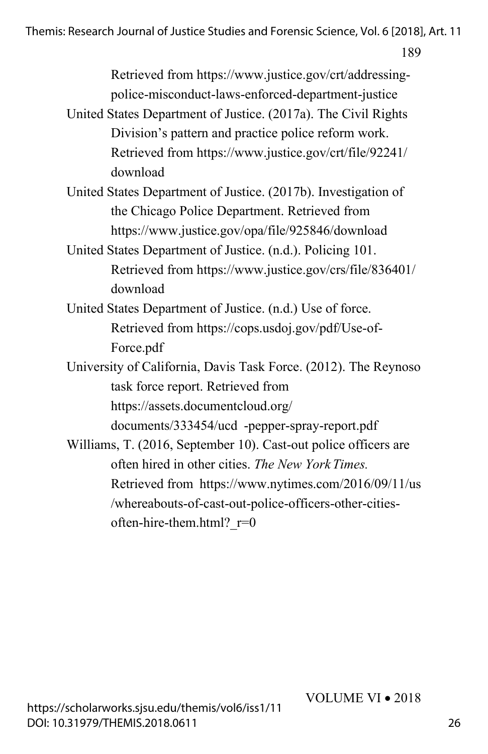Retrieved from https://www.justice.gov/crt/addressing-police-misconduct-laws-enforced-department-justice

United States Department of Justice. (2017a). The Civil Rights Division's pattern and practice police reform work. Retrieved from https://www.justice.gov/crt/file/92241/download

United States Department of Justice. (2017b). Investigation of the Chicago Police Department. Retrieved from https://www.justice.gov/opa/file/925846/download

United States Department of Justice. (n.d.). Policing 101. Retrieved from https://www.justice.gov/crs/file/836401/download

United States Department of Justice. (n.d.) Use of force. Retrieved from https://cops.usdoj.gov/pdf/Use-of-Force.pdf

University of California, Davis Task Force. (2012). The Reynoso task force report. Retrieved from https://assets.documentcloud.org/documents/333454/ucd -pepper-spray-report.pdf

Williams, T. (2016, September 10). Cast-out police officers are often hired in other cities. *The New York Times.* Retrieved from https://www.nytimes.com/2016/09/11/us/whereabouts-of-cast-out-police-officers-other-cities-often-hire-them.html?_r=0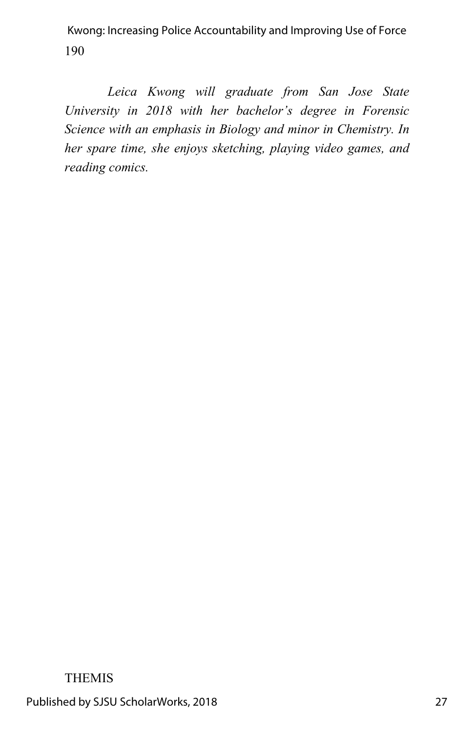*Leica Kwong will graduate from San Jose State University in 2018 with her bachelor's degree in Forensic Science with an emphasis in Biology and minor in Chemistry. In her spare time, she enjoys sketching, playing video games, and reading comics.*